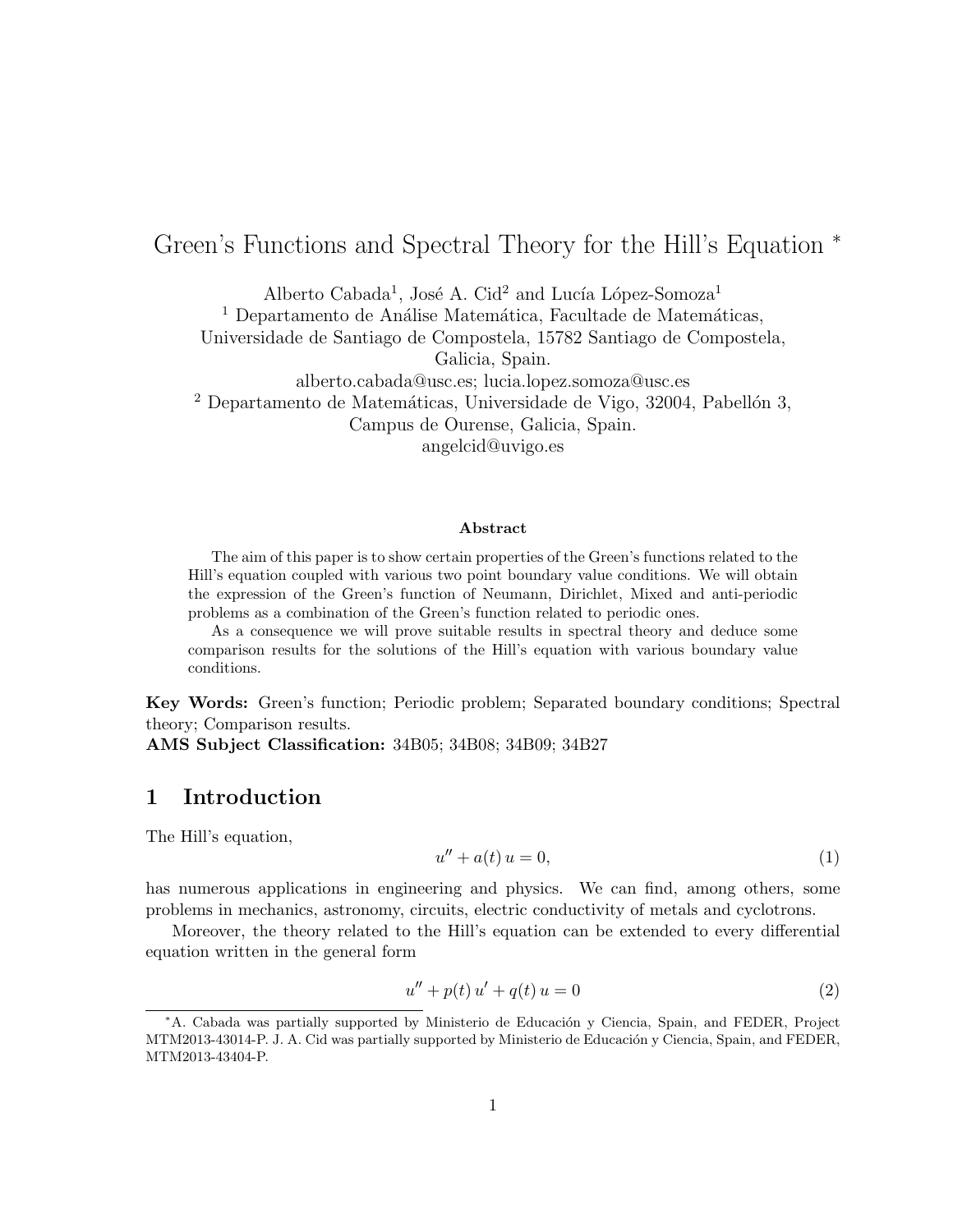# Green's Functions and Spectral Theory for the Hill's Equation *

Alberto Cabada[1], José A. Cid[2] and Lucía López-Somoza[1]

[1] Departamento de Análise Matemática, Facultade de Matemáticas, Universidade de Santiago de Compostela, 15782 Santiago de Compostela, Galicia, Spain.
alberto.cabada@usc.es; lucia.lopez.somoza@usc.es

[2] Departamento de Matemáticas, Universidade de Vigo, 32004, Pabellón 3, Campus de Ourense, Galicia, Spain.
angelcid@uvigo.es

### Abstract

The aim of this paper is to show certain properties of the Green's functions related to the Hill's equation coupled with various two point boundary value conditions. We will obtain the expression of the Green's function of Neumann, Dirichlet, Mixed and anti-periodic problems as a combination of the Green's function related to periodic ones.

As a consequence we will prove suitable results in spectral theory and deduce some comparison results for the solutions of the Hill's equation with various boundary value conditions.

**Key Words:** Green's function; Periodic problem; Separated boundary conditions; Spectral theory; Comparison results.
**AMS Subject Classification:** 34B05; 34B08; 34B09; 34B27

## 1 Introduction

The Hill's equation,

$$u'' + a(t)\, u = 0, \tag{1}$$

has numerous applications in engineering and physics. We can find, among others, some problems in mechanics, astronomy, circuits, electric conductivity of metals and cyclotrons.

Moreover, the theory related to the Hill's equation can be extended to every differential equation written in the general form

$$u'' + p(t)\, u' + q(t)\, u = 0 \tag{2}$$

*A. Cabada was partially supported by Ministerio de Educación y Ciencia, Spain, and FEDER, Project MTM2013-43014-P. J. A. Cid was partially supported by Ministerio de Educación y Ciencia, Spain, and FEDER, MTM2013-43404-P.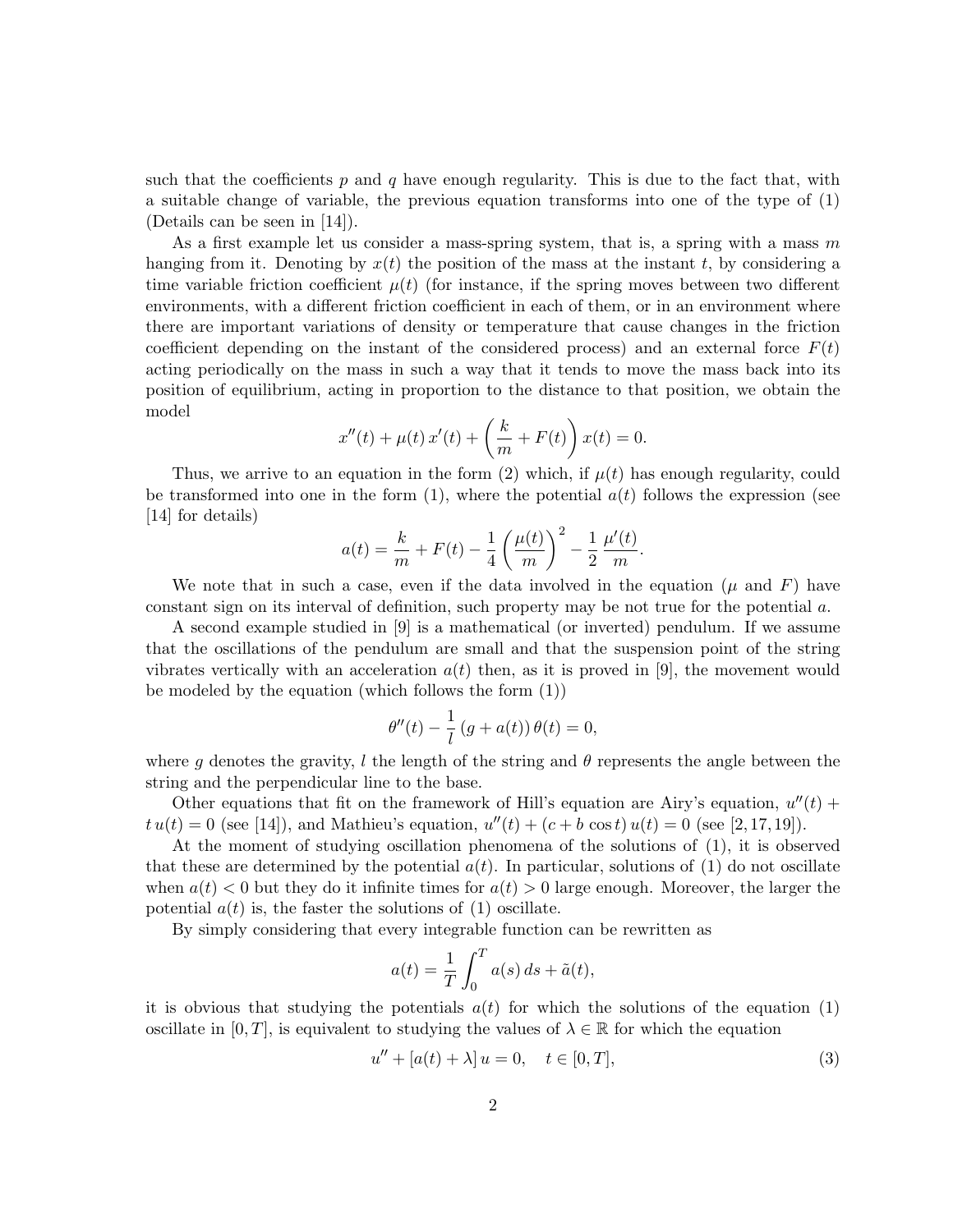such that the coefficients $p$ and $q$ have enough regularity. This is due to the fact that, with a suitable change of variable, the previous equation transforms into one of the type of (1) (Details can be seen in [14]).

As a first example let us consider a mass-spring system, that is, a spring with a mass $m$ hanging from it. Denoting by $x(t)$ the position of the mass at the instant $t$, by considering a time variable friction coefficient $\mu(t)$ (for instance, if the spring moves between two different environments, with a different friction coefficient in each of them, or in an environment where there are important variations of density or temperature that cause changes in the friction coefficient depending on the instant of the considered process) and an external force $F(t)$ acting periodically on the mass in such a way that it tends to move the mass back into its position of equilibrium, acting in proportion to the distance to that position, we obtain the model

$$x''(t) + \mu(t)\, x'(t) + \left(\frac{k}{m} + F(t)\right) x(t) = 0.$$

Thus, we arrive to an equation in the form (2) which, if $\mu(t)$ has enough regularity, could be transformed into one in the form (1), where the potential $a(t)$ follows the expression (see [14] for details)

$$a(t) = \frac{k}{m} + F(t) - \frac{1}{4}\left(\frac{\mu(t)}{m}\right)^2 - \frac{1}{2}\,\frac{\mu'(t)}{m}.$$

We note that in such a case, even if the data involved in the equation ($\mu$ and $F$) have constant sign on its interval of definition, such property may be not true for the potential $a$.

A second example studied in [9] is a mathematical (or inverted) pendulum. If we assume that the oscillations of the pendulum are small and that the suspension point of the string vibrates vertically with an acceleration $a(t)$ then, as it is proved in [9], the movement would be modeled by the equation (which follows the form (1))

$$\theta''(t) - \frac{1}{l}\,(g + a(t))\,\theta(t) = 0,$$

where $g$ denotes the gravity, $l$ the length of the string and $\theta$ represents the angle between the string and the perpendicular line to the base.

Other equations that fit on the framework of Hill's equation are Airy's equation, $u''(t) + t\,u(t) = 0$ (see [14]), and Mathieu's equation, $u''(t) + (c + b\cos t)\,u(t) = 0$ (see [2, 17, 19]).

At the moment of studying oscillation phenomena of the solutions of (1), it is observed that these are determined by the potential $a(t)$. In particular, solutions of (1) do not oscillate when $a(t) < 0$ but they do it infinite times for $a(t) > 0$ large enough. Moreover, the larger the potential $a(t)$ is, the faster the solutions of (1) oscillate.

By simply considering that every integrable function can be rewritten as

$$a(t) = \frac{1}{T}\int_0^T a(s)\,ds + \tilde{a}(t),$$

it is obvious that studying the potentials $a(t)$ for which the solutions of the equation (1) oscillate in $[0, T]$, is equivalent to studying the values of $\lambda \in \mathbb{R}$ for which the equation

$$u'' + [a(t) + \lambda]\,u = 0, \quad t \in [0, T], \tag{3}$$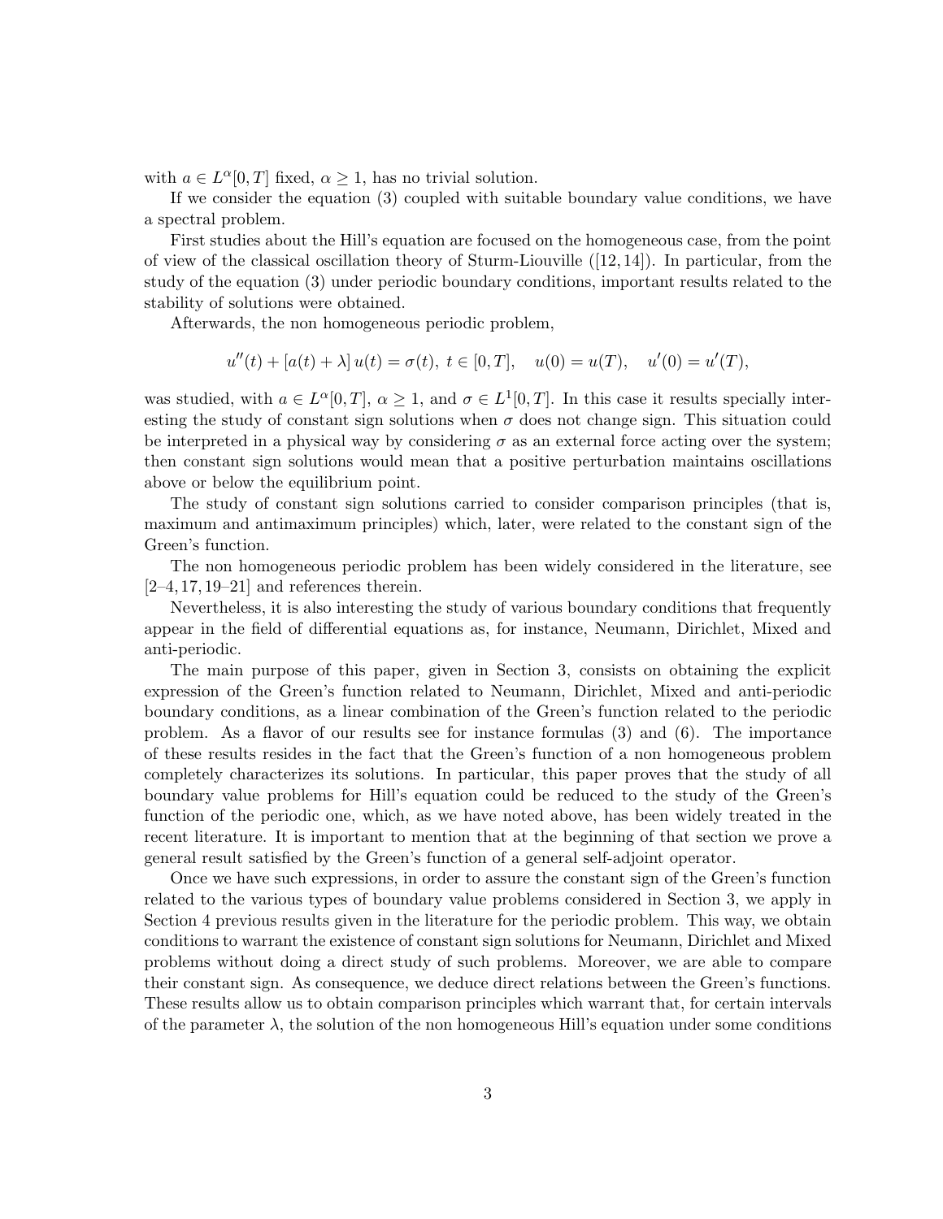with $a \in L^\alpha[0,T]$ fixed, $\alpha \geq 1$, has no trivial solution.

If we consider the equation (3) coupled with suitable boundary value conditions, we have a spectral problem.

First studies about the Hill's equation are focused on the homogeneous case, from the point of view of the classical oscillation theory of Sturm-Liouville ([12, 14]). In particular, from the study of the equation (3) under periodic boundary conditions, important results related to the stability of solutions were obtained.

Afterwards, the non homogeneous periodic problem,

$$u''(t) + [a(t) + \lambda]\, u(t) = \sigma(t),\ t \in [0,T], \quad u(0) = u(T), \quad u'(0) = u'(T),$$

was studied, with $a \in L^\alpha[0,T]$, $\alpha \geq 1$, and $\sigma \in L^1[0,T]$. In this case it results specially interesting the study of constant sign solutions when $\sigma$ does not change sign. This situation could be interpreted in a physical way by considering $\sigma$ as an external force acting over the system; then constant sign solutions would mean that a positive perturbation maintains oscillations above or below the equilibrium point.

The study of constant sign solutions carried to consider comparison principles (that is, maximum and antimaximum principles) which, later, were related to the constant sign of the Green's function.

The non homogeneous periodic problem has been widely considered in the literature, see [2–4, 17, 19–21] and references therein.

Nevertheless, it is also interesting the study of various boundary conditions that frequently appear in the field of differential equations as, for instance, Neumann, Dirichlet, Mixed and anti-periodic.

The main purpose of this paper, given in Section 3, consists on obtaining the explicit expression of the Green's function related to Neumann, Dirichlet, Mixed and anti-periodic boundary conditions, as a linear combination of the Green's function related to the periodic problem. As a flavor of our results see for instance formulas (3) and (6). The importance of these results resides in the fact that the Green's function of a non homogeneous problem completely characterizes its solutions. In particular, this paper proves that the study of all boundary value problems for Hill's equation could be reduced to the study of the Green's function of the periodic one, which, as we have noted above, has been widely treated in the recent literature. It is important to mention that at the beginning of that section we prove a general result satisfied by the Green's function of a general self-adjoint operator.

Once we have such expressions, in order to assure the constant sign of the Green's function related to the various types of boundary value problems considered in Section 3, we apply in Section 4 previous results given in the literature for the periodic problem. This way, we obtain conditions to warrant the existence of constant sign solutions for Neumann, Dirichlet and Mixed problems without doing a direct study of such problems. Moreover, we are able to compare their constant sign. As consequence, we deduce direct relations between the Green's functions. These results allow us to obtain comparison principles which warrant that, for certain intervals of the parameter $\lambda$, the solution of the non homogeneous Hill's equation under some conditions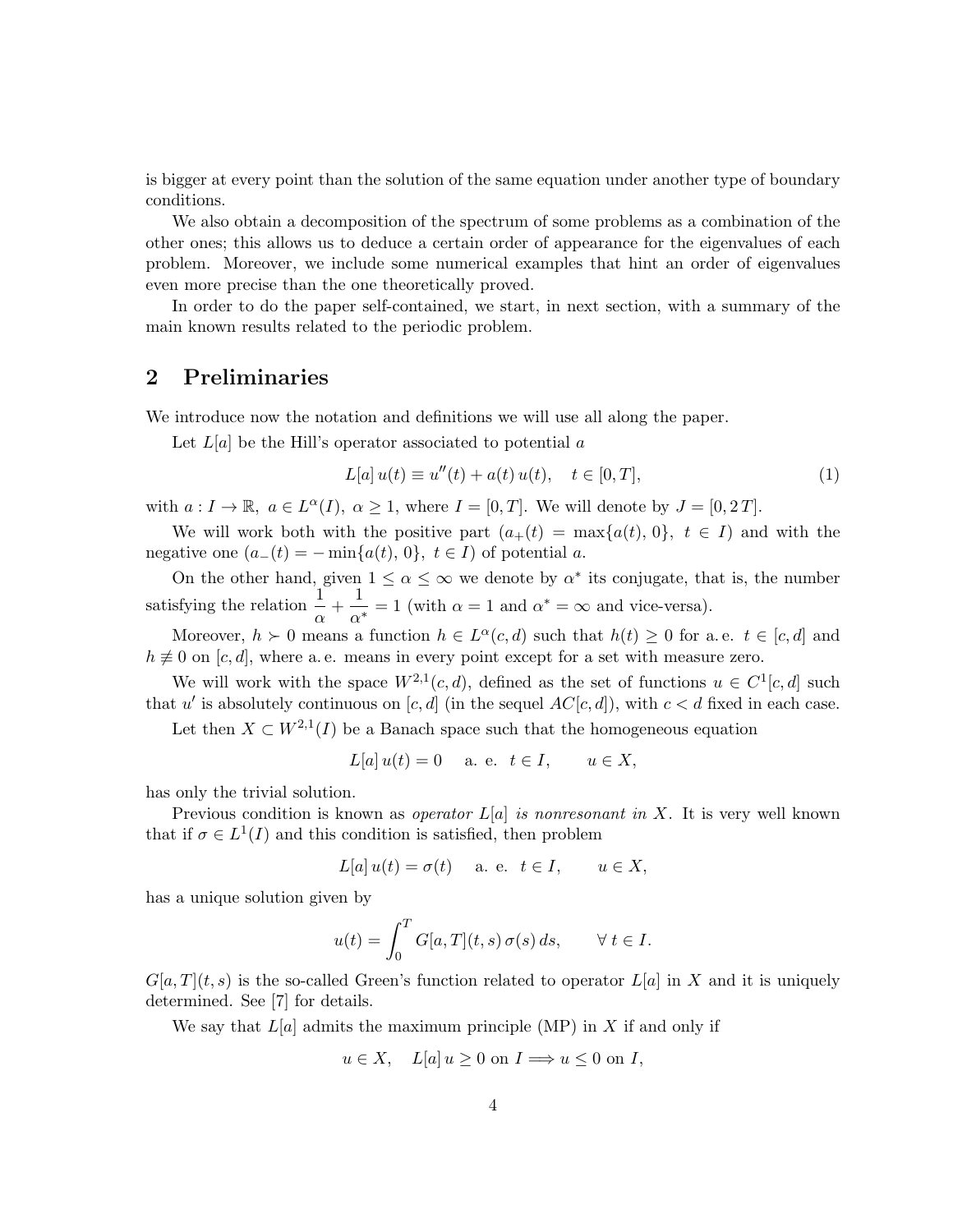is bigger at every point than the solution of the same equation under another type of boundary conditions.

We also obtain a decomposition of the spectrum of some problems as a combination of the other ones; this allows us to deduce a certain order of appearance for the eigenvalues of each problem. Moreover, we include some numerical examples that hint an order of eigenvalues even more precise than the one theoretically proved.

In order to do the paper self-contained, we start, in next section, with a summary of the main known results related to the periodic problem.

## 2 Preliminaries

We introduce now the notation and definitions we will use all along the paper.

Let $L[a]$ be the Hill's operator associated to potential $a$

$$L[a]\,u(t) \equiv u''(t) + a(t)\,u(t), \quad t \in [0,T], \tag{1}$$

with $a : I \to \mathbb{R},\ a \in L^{\alpha}(I),\ \alpha \geq 1$, where $I = [0,T]$. We will denote by $J = [0, 2\,T]$.

We will work both with the positive part ($a_+(t) = \max\{a(t), 0\},\ t \in I$) and with the negative one ($a_-(t) = -\min\{a(t), 0\},\ t \in I$) of potential $a$.

On the other hand, given $1 \leq \alpha \leq \infty$ we denote by $\alpha^*$ its conjugate, that is, the number satisfying the relation $\dfrac{1}{\alpha} + \dfrac{1}{\alpha^*} = 1$ (with $\alpha = 1$ and $\alpha^* = \infty$ and vice-versa).

Moreover, $h \succ 0$ means a function $h \in L^{\alpha}(c,d)$ such that $h(t) \geq 0$ for a. e. $t \in [c,d]$ and $h \not\equiv 0$ on $[c,d]$, where a. e. means in every point except for a set with measure zero.

We will work with the space $W^{2,1}(c,d)$, defined as the set of functions $u \in C^1[c,d]$ such that $u'$ is absolutely continuous on $[c,d]$ (in the sequel $AC[c,d]$), with $c < d$ fixed in each case.

Let then $X \subset W^{2,1}(I)$ be a Banach space such that the homogeneous equation

$$L[a]\,u(t) = 0 \quad \text{a. e. } \ t \in I, \qquad u \in X,$$

has only the trivial solution.

Previous condition is known as *operator $L[a]$ is nonresonant in $X$*. It is very well known that if $\sigma \in L^1(I)$ and this condition is satisfied, then problem

$$L[a]\,u(t) = \sigma(t) \quad \text{a. e. } \ t \in I, \qquad u \in X,$$

has a unique solution given by

$$u(t) = \int_0^T G[a,T](t,s)\,\sigma(s)\,ds, \qquad \forall\, t \in I.$$

$G[a,T](t,s)$ is the so-called Green's function related to operator $L[a]$ in $X$ and it is uniquely determined. See [7] for details.

We say that $L[a]$ admits the maximum principle (MP) in $X$ if and only if

$$u \in X, \quad L[a]\,u \geq 0 \text{ on } I \Longrightarrow u \leq 0 \text{ on } I,$$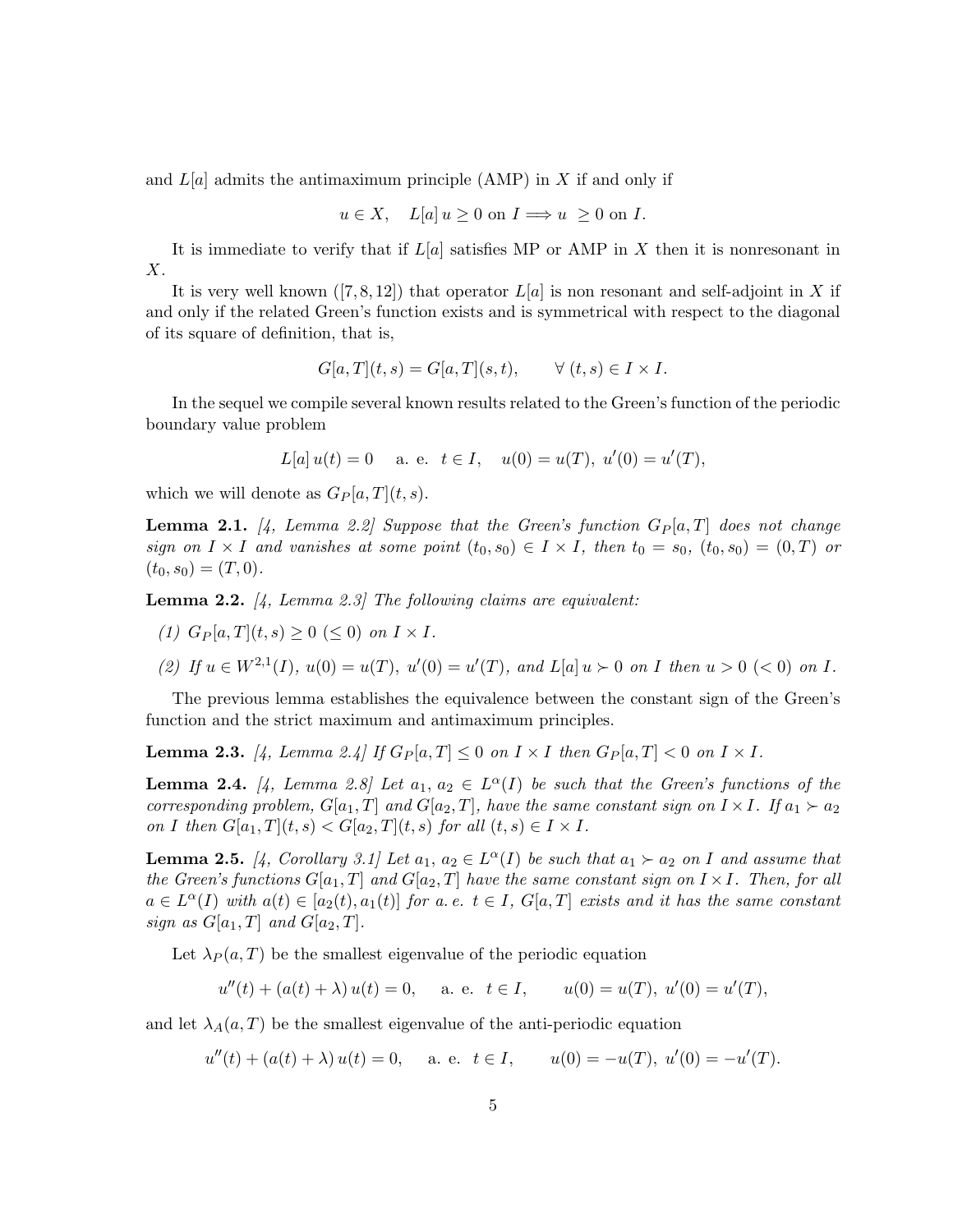and $L[a]$ admits the antimaximum principle (AMP) in $X$ if and only if

$$u \in X, \quad L[a]\, u \geq 0 \text{ on } I \Longrightarrow u \ \geq 0 \text{ on } I.$$

It is immediate to verify that if $L[a]$ satisfies MP or AMP in $X$ then it is nonresonant in $X$.

It is very well known ([7, 8, 12]) that operator $L[a]$ is non resonant and self-adjoint in $X$ if and only if the related Green's function exists and is symmetrical with respect to the diagonal of its square of definition, that is,

$$G[a,T](t,s) = G[a,T](s,t), \qquad \forall\ (t,s) \in I \times I.$$

In the sequel we compile several known results related to the Green's function of the periodic boundary value problem

$$L[a]\, u(t) = 0 \quad \text{ a. e. } \ t \in I, \quad u(0) = u(T),\ u'(0) = u'(T),$$

which we will denote as $G_P[a,T](t,s)$.

**Lemma 2.1.** *[4, Lemma 2.2] Suppose that the Green's function $G_P[a,T]$ does not change sign on $I \times I$ and vanishes at some point $(t_0, s_0) \in I \times I$, then $t_0 = s_0$, $(t_0, s_0) = (0, T)$ or $(t_0, s_0) = (T, 0)$.*

**Lemma 2.2.** *[4, Lemma 2.3] The following claims are equivalent:*

*(1) $G_P[a,T](t,s) \geq 0$ $(\leq 0)$ on $I \times I$.*

*(2) If $u \in W^{2,1}(I)$, $u(0) = u(T)$, $u'(0) = u'(T)$, and $L[a]\, u \succ 0$ on $I$ then $u > 0$ $(< 0)$ on $I$.*

The previous lemma establishes the equivalence between the constant sign of the Green's function and the strict maximum and antimaximum principles.

**Lemma 2.3.** *[4, Lemma 2.4] If $G_P[a,T] \leq 0$ on $I \times I$ then $G_P[a,T] < 0$ on $I \times I$.*

**Lemma 2.4.** *[4, Lemma 2.8] Let $a_1$, $a_2 \in L^\alpha(I)$ be such that the Green's functions of the corresponding problem, $G[a_1,T]$ and $G[a_2,T]$, have the same constant sign on $I \times I$. If $a_1 \succ a_2$ on $I$ then $G[a_1,T](t,s) < G[a_2,T](t,s)$ for all $(t,s) \in I \times I$.*

**Lemma 2.5.** *[4, Corollary 3.1] Let $a_1$, $a_2 \in L^\alpha(I)$ be such that $a_1 \succ a_2$ on $I$ and assume that the Green's functions $G[a_1,T]$ and $G[a_2,T]$ have the same constant sign on $I \times I$. Then, for all $a \in L^\alpha(I)$ with $a(t) \in [a_2(t), a_1(t)]$ for a. e. $t \in I$, $G[a,T]$ exists and it has the same constant sign as $G[a_1,T]$ and $G[a_2,T]$.*

Let $\lambda_P(a,T)$ be the smallest eigenvalue of the periodic equation

$$u''(t) + (a(t) + \lambda)\, u(t) = 0, \quad \text{ a. e. } \ t \in I, \qquad u(0) = u(T),\ u'(0) = u'(T),$$

and let $\lambda_A(a,T)$ be the smallest eigenvalue of the anti-periodic equation

$$u''(t) + (a(t) + \lambda)\, u(t) = 0, \quad \text{ a. e. } \ t \in I, \qquad u(0) = -u(T),\ u'(0) = -u'(T).$$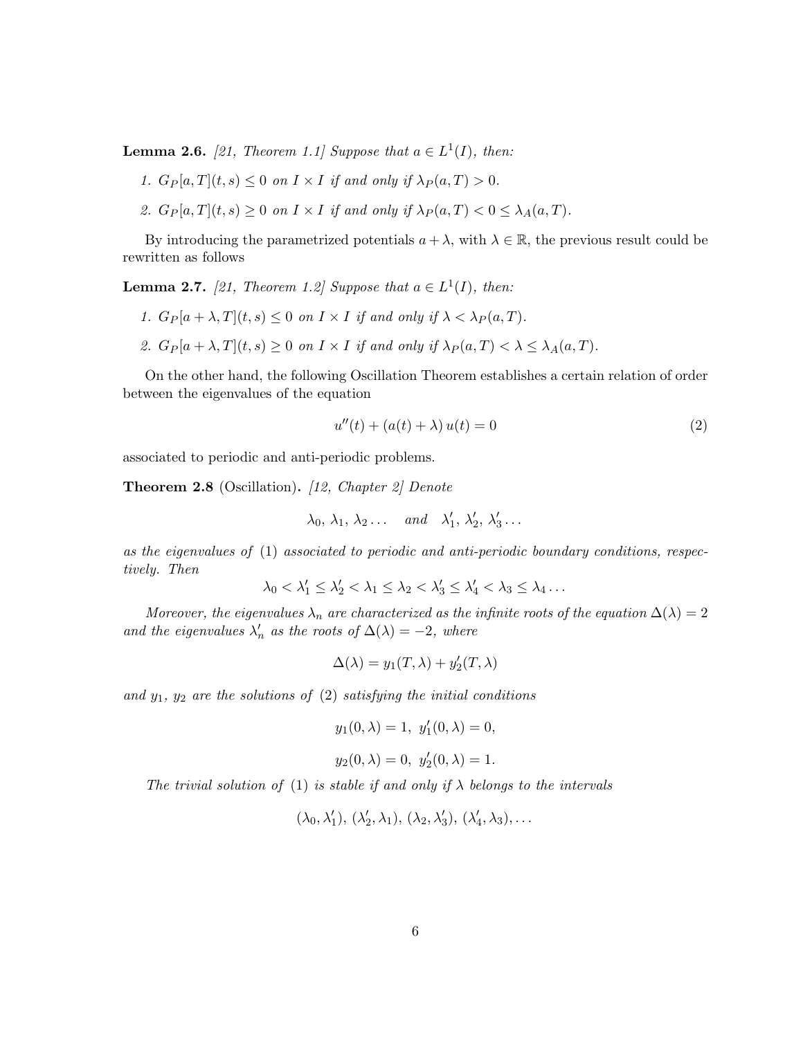**Lemma 2.6.** *[21, Theorem 1.1] Suppose that $a \in L^1(I)$, then:*

1. *$G_P[a,T](t,s) \leq 0$ on $I \times I$ if and only if $\lambda_P(a,T) > 0$.*
2. *$G_P[a,T](t,s) \geq 0$ on $I \times I$ if and only if $\lambda_P(a,T) < 0 \leq \lambda_A(a,T)$.*

By introducing the parametrized potentials $a+\lambda$, with $\lambda \in \mathbb{R}$, the previous result could be rewritten as follows

**Lemma 2.7.** *[21, Theorem 1.2] Suppose that $a \in L^1(I)$, then:*

1. *$G_P[a+\lambda,T](t,s) \leq 0$ on $I \times I$ if and only if $\lambda < \lambda_P(a,T)$.*
2. *$G_P[a+\lambda,T](t,s) \geq 0$ on $I \times I$ if and only if $\lambda_P(a,T) < \lambda \leq \lambda_A(a,T)$.*

On the other hand, the following Oscillation Theorem establishes a certain relation of order between the eigenvalues of the equation

$$u''(t) + (a(t)+\lambda)\, u(t) = 0 \tag{2}$$

associated to periodic and anti-periodic problems.

**Theorem 2.8** (Oscillation)**.** *[12, Chapter 2] Denote*

$$\lambda_0,\, \lambda_1,\, \lambda_2 \ldots \quad \text{and} \quad \lambda_1',\, \lambda_2',\, \lambda_3' \ldots$$

*as the eigenvalues of (1) associated to periodic and anti-periodic boundary conditions, respectively. Then*

$$\lambda_0 < \lambda_1' \leq \lambda_2' < \lambda_1 \leq \lambda_2 < \lambda_3' \leq \lambda_4' < \lambda_3 \leq \lambda_4 \ldots$$

*Moreover, the eigenvalues $\lambda_n$ are characterized as the infinite roots of the equation $\Delta(\lambda) = 2$ and the eigenvalues $\lambda_n'$ as the roots of $\Delta(\lambda) = -2$, where*

$$\Delta(\lambda) = y_1(T,\lambda) + y_2'(T,\lambda)$$

*and $y_1$, $y_2$ are the solutions of (2) satisfying the initial conditions*

$$y_1(0,\lambda) = 1,\ y_1'(0,\lambda) = 0,$$

$$y_2(0,\lambda) = 0,\ y_2'(0,\lambda) = 1.$$

*The trivial solution of (1) is stable if and only if $\lambda$ belongs to the intervals*

$$(\lambda_0, \lambda_1'),\, (\lambda_2', \lambda_1),\, (\lambda_2, \lambda_3'),\, (\lambda_4', \lambda_3), \ldots$$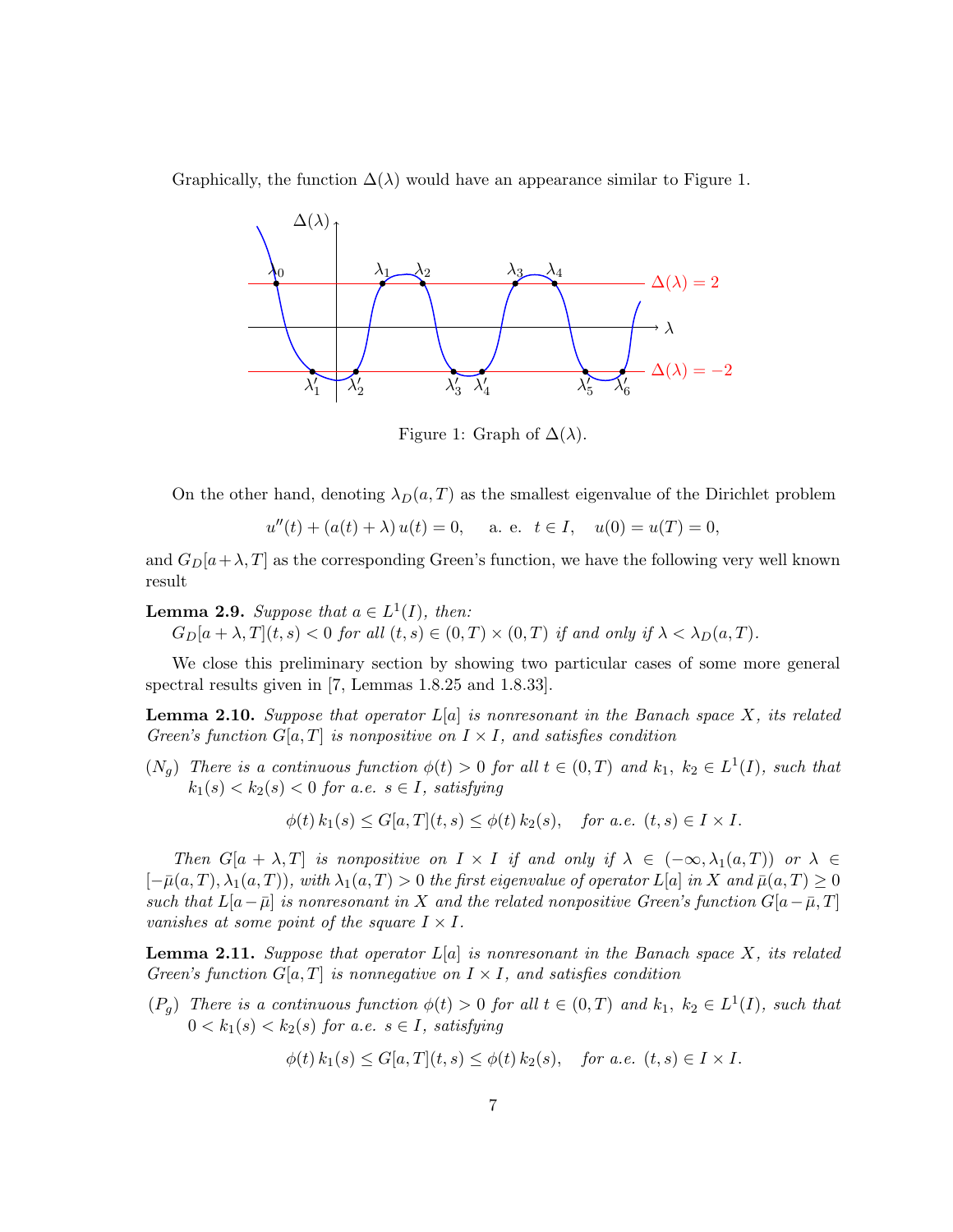Graphically, the function $\Delta(\lambda)$ would have an appearance similar to Figure 1.

Figure 1: Graph of $\Delta(\lambda)$.

On the other hand, denoting $\lambda_D(a,T)$ as the smallest eigenvalue of the Dirichlet problem

$$u''(t) + (a(t) + \lambda)\, u(t) = 0, \quad \text{a. e. } \; t \in I, \quad u(0) = u(T) = 0,$$

and $G_D[a+\lambda, T]$ as the corresponding Green's function, we have the following very well known result

**Lemma 2.9.** *Suppose that $a \in L^1(I)$, then:*
*$G_D[a+\lambda, T](t,s) < 0$ for all $(t,s) \in (0,T) \times (0,T)$ if and only if $\lambda < \lambda_D(a,T)$.*

We close this preliminary section by showing two particular cases of some more general spectral results given in [7, Lemmas 1.8.25 and 1.8.33].

**Lemma 2.10.** *Suppose that operator $L[a]$ is nonresonant in the Banach space $X$, its related Green's function $G[a,T]$ is nonpositive on $I \times I$, and satisfies condition*

$(N_g)$ *There is a continuous function $\phi(t) > 0$ for all $t \in (0,T)$ and $k_1,\, k_2 \in L^1(I)$, such that $k_1(s) < k_2(s) < 0$ for a.e. $s \in I$, satisfying*

$$\phi(t)\, k_1(s) \leq G[a,T](t,s) \leq \phi(t)\, k_2(s), \quad \text{for a.e. } (t,s) \in I \times I.$$

*Then $G[a+\lambda, T]$ is nonpositive on $I \times I$ if and only if $\lambda \in (-\infty, \lambda_1(a,T))$ or $\lambda \in [-\bar{\mu}(a,T), \lambda_1(a,T))$, with $\lambda_1(a,T) > 0$ the first eigenvalue of operator $L[a]$ in $X$ and $\bar{\mu}(a,T) \geq 0$ such that $L[a-\bar{\mu}]$ is nonresonant in $X$ and the related nonpositive Green's function $G[a-\bar{\mu}, T]$ vanishes at some point of the square $I \times I$.*

**Lemma 2.11.** *Suppose that operator $L[a]$ is nonresonant in the Banach space $X$, its related Green's function $G[a,T]$ is nonnegative on $I \times I$, and satisfies condition*

$(P_g)$ *There is a continuous function $\phi(t) > 0$ for all $t \in (0,T)$ and $k_1,\, k_2 \in L^1(I)$, such that $0 < k_1(s) < k_2(s)$ for a.e. $s \in I$, satisfying*

$$\phi(t)\, k_1(s) \leq G[a,T](t,s) \leq \phi(t)\, k_2(s), \quad \text{for a.e. } (t,s) \in I \times I.$$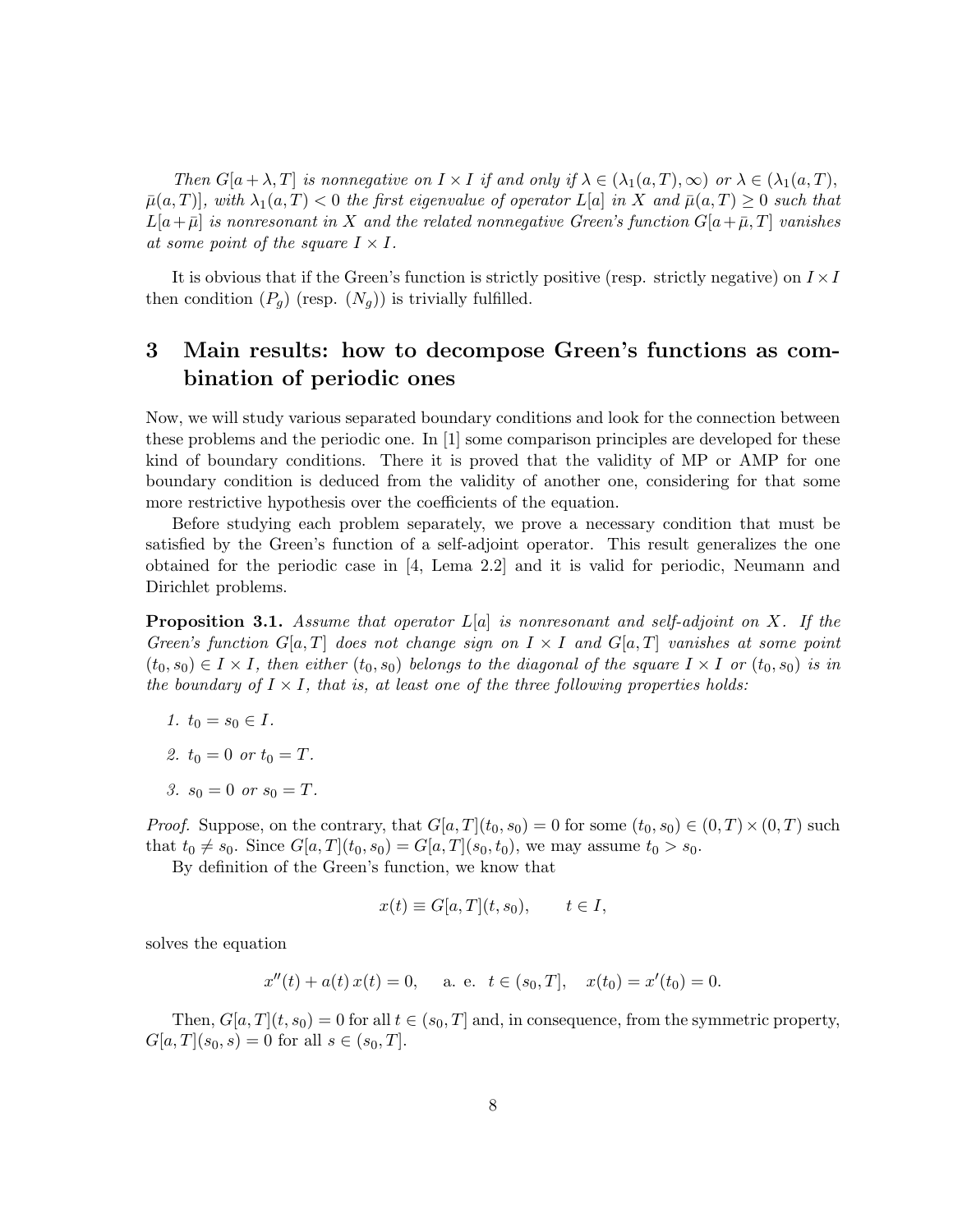*Then $G[a+\lambda,T]$ is nonnegative on $I\times I$ if and only if $\lambda\in(\lambda_1(a,T),\infty)$ or $\lambda\in(\lambda_1(a,T),$ $\bar{\mu}(a,T)]$, with $\lambda_1(a,T)<0$ the first eigenvalue of operator $L[a]$ in $X$ and $\bar{\mu}(a,T)\geq 0$ such that $L[a+\bar{\mu}]$ is nonresonant in $X$ and the related nonnegative Green's function $G[a+\bar{\mu},T]$ vanishes at some point of the square $I\times I$.*

It is obvious that if the Green's function is strictly positive (resp. strictly negative) on $I\times I$ then condition $(P_g)$ (resp. $(N_g)$) is trivially fulfilled.

# 3 Main results: how to decompose Green's functions as combination of periodic ones

Now, we will study various separated boundary conditions and look for the connection between these problems and the periodic one. In [1] some comparison principles are developed for these kind of boundary conditions. There it is proved that the validity of MP or AMP for one boundary condition is deduced from the validity of another one, considering for that some more restrictive hypothesis over the coefficients of the equation.

Before studying each problem separately, we prove a necessary condition that must be satisfied by the Green's function of a self-adjoint operator. This result generalizes the one obtained for the periodic case in [4, Lema 2.2] and it is valid for periodic, Neumann and Dirichlet problems.

**Proposition 3.1.** *Assume that operator $L[a]$ is nonresonant and self-adjoint on $X$. If the Green's function $G[a,T]$ does not change sign on $I\times I$ and $G[a,T]$ vanishes at some point $(t_0,s_0)\in I\times I$, then either $(t_0,s_0)$ belongs to the diagonal of the square $I\times I$ or $(t_0,s_0)$ is in the boundary of $I\times I$, that is, at least one of the three following properties holds:*

1. *$t_0=s_0\in I$.*
2. *$t_0=0$ or $t_0=T$.*
3. *$s_0=0$ or $s_0=T$.*

*Proof.* Suppose, on the contrary, that $G[a,T](t_0,s_0)=0$ for some $(t_0,s_0)\in(0,T)\times(0,T)$ such that $t_0\neq s_0$. Since $G[a,T](t_0,s_0)=G[a,T](s_0,t_0)$, we may assume $t_0>s_0$.

By definition of the Green's function, we know that

$$x(t)\equiv G[a,T](t,s_0),\qquad t\in I,$$

solves the equation

$$x''(t)+a(t)\,x(t)=0,\quad \text{a. e. } t\in(s_0,T],\quad x(t_0)=x'(t_0)=0.$$

Then, $G[a,T](t,s_0)=0$ for all $t\in(s_0,T]$ and, in consequence, from the symmetric property, $G[a,T](s_0,s)=0$ for all $s\in(s_0,T]$.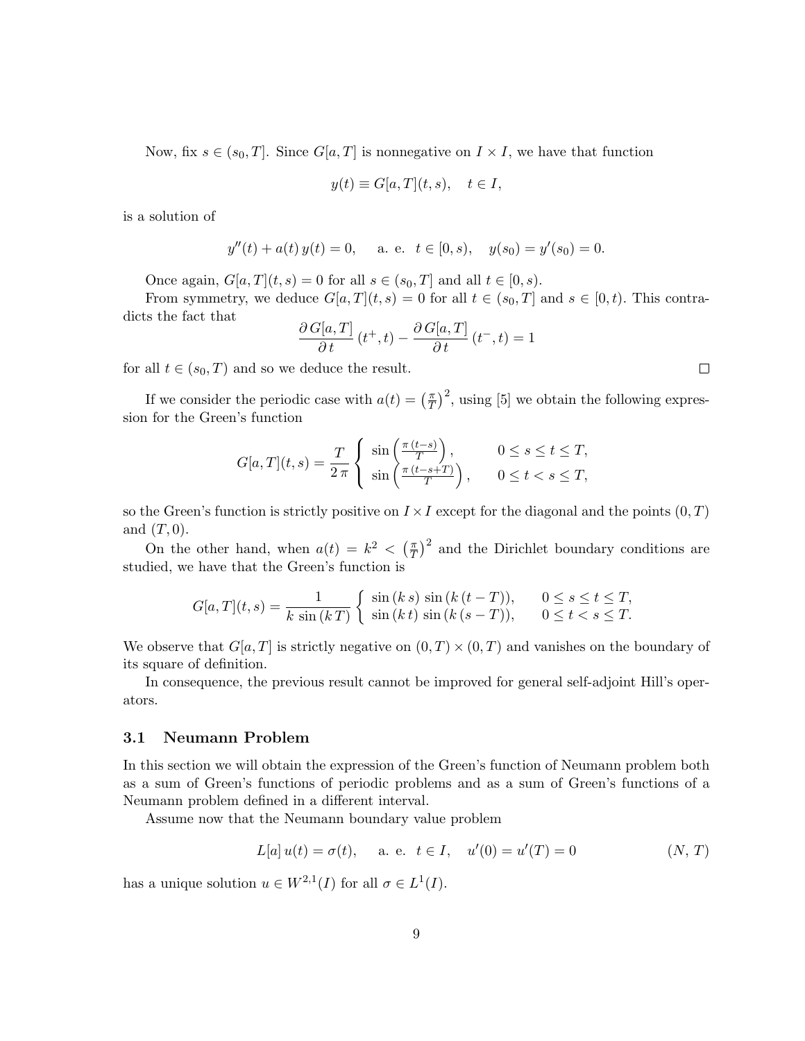Now, fix $s \in (s_0, T]$. Since $G[a,T]$ is nonnegative on $I \times I$, we have that function

$$y(t) \equiv G[a,T](t,s), \quad t \in I,$$

is a solution of

$$y''(t) + a(t)\, y(t) = 0, \qquad \text{a. e. } \ t \in [0,s), \quad y(s_0) = y'(s_0) = 0.$$

Once again, $G[a,T](t,s) = 0$ for all $s \in (s_0, T]$ and all $t \in [0,s)$.

From symmetry, we deduce $G[a,T](t,s) = 0$ for all $t \in (s_0, T]$ and $s \in [0,t)$. This contradicts the fact that

$$\frac{\partial\, G[a,T]}{\partial\, t}\,(t^+,t) - \frac{\partial\, G[a,T]}{\partial\, t}\,(t^-,t) = 1$$

for all $t \in (s_0, T)$ and so we deduce the result. □

If we consider the periodic case with $a(t) = \left(\frac{\pi}{T}\right)^2$, using [5] we obtain the following expression for the Green's function

$$G[a,T](t,s) = \frac{T}{2\,\pi} \left\{ \begin{array}{ll} \sin\left(\frac{\pi\,(t-s)}{T}\right), & 0 \le s \le t \le T, \\ \sin\left(\frac{\pi\,(t-s+T)}{T}\right), & 0 \le t < s \le T, \end{array} \right.$$

so the Green's function is strictly positive on $I \times I$ except for the diagonal and the points $(0,T)$ and $(T,0)$.

On the other hand, when $a(t) = k^2 < \left(\frac{\pi}{T}\right)^2$ and the Dirichlet boundary conditions are studied, we have that the Green's function is

$$G[a,T](t,s) = \frac{1}{k\,\sin\left(k\,T\right)} \left\{ \begin{array}{ll} \sin\left(k\,s\right)\,\sin\left(k\,(t-T)\right), & 0 \le s \le t \le T, \\ \sin\left(k\,t\right)\,\sin\left(k\,(s-T)\right), & 0 \le t < s \le T. \end{array} \right.$$

We observe that $G[a,T]$ is strictly negative on $(0,T) \times (0,T)$ and vanishes on the boundary of its square of definition.

In consequence, the previous result cannot be improved for general self-adjoint Hill's operators.

### 3.1 Neumann Problem

In this section we will obtain the expression of the Green's function of Neumann problem both as a sum of Green's functions of periodic problems and as a sum of Green's functions of a Neumann problem defined in a different interval.

Assume now that the Neumann boundary value problem

$$L[a]\,u(t) = \sigma(t), \qquad \text{a. e. } \ t \in I, \quad u'(0) = u'(T) = 0 \tag{$N$, $T$}$$

has a unique solution $u \in W^{2,1}(I)$ for all $\sigma \in L^1(I)$.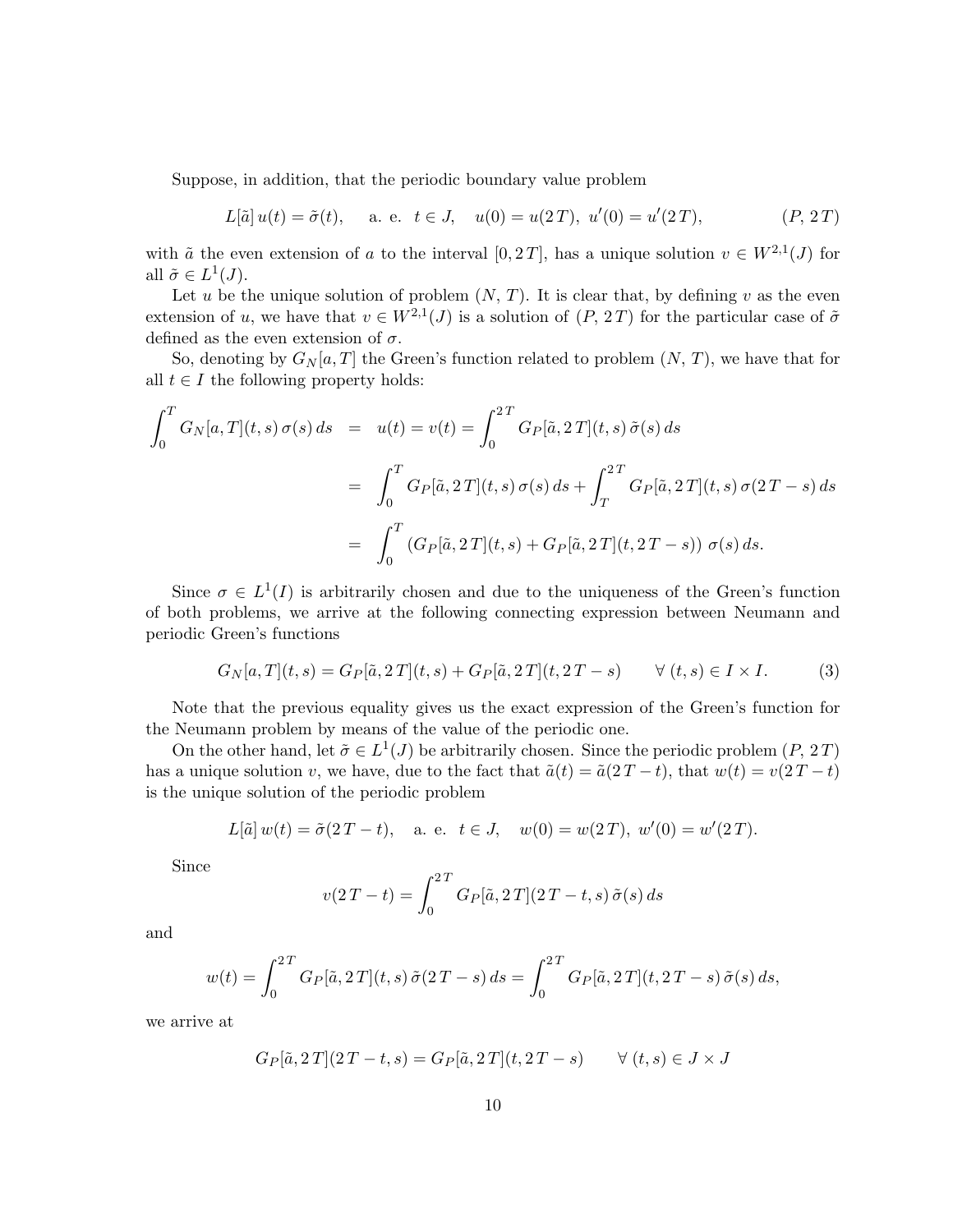Suppose, in addition, that the periodic boundary value problem

$$L[\tilde{a}]\, u(t) = \tilde{\sigma}(t), \quad \text{a. e. } \; t \in J, \quad u(0) = u(2\,T),\; u'(0) = u'(2\,T), \qquad (P,\, 2\,T)$$

with $\tilde{a}$ the even extension of $a$ to the interval $[0, 2\,T]$, has a unique solution $v \in W^{2,1}(J)$ for all $\tilde{\sigma} \in L^1(J)$.

Let $u$ be the unique solution of problem $(N,\, T)$. It is clear that, by defining $v$ as the even extension of $u$, we have that $v \in W^{2,1}(J)$ is a solution of $(P,\, 2\,T)$ for the particular case of $\tilde{\sigma}$ defined as the even extension of $\sigma$.

So, denoting by $G_N[a, T]$ the Green's function related to problem $(N,\, T)$, we have that for all $t \in I$ the following property holds:

$$\begin{aligned}
\int_0^T G_N[a,T](t,s)\,\sigma(s)\,ds &= u(t) = v(t) = \int_0^{2\,T} G_P[\tilde{a}, 2\,T](t,s)\,\tilde{\sigma}(s)\,ds \\
&= \int_0^T G_P[\tilde{a}, 2\,T](t,s)\,\sigma(s)\,ds + \int_T^{2\,T} G_P[\tilde{a}, 2\,T](t,s)\,\sigma(2\,T - s)\,ds \\
&= \int_0^T \left(G_P[\tilde{a}, 2\,T](t,s) + G_P[\tilde{a}, 2\,T](t, 2\,T - s)\right)\sigma(s)\,ds.
\end{aligned}$$

Since $\sigma \in L^1(I)$ is arbitrarily chosen and due to the uniqueness of the Green's function of both problems, we arrive at the following connecting expression between Neumann and periodic Green's functions

$$G_N[a,T](t,s) = G_P[\tilde{a}, 2\,T](t,s) + G_P[\tilde{a}, 2\,T](t, 2\,T - s) \qquad \forall\, (t,s) \in I \times I. \qquad (3)$$

Note that the previous equality gives us the exact expression of the Green's function for the Neumann problem by means of the value of the periodic one.

On the other hand, let $\tilde{\sigma} \in L^1(J)$ be arbitrarily chosen. Since the periodic problem $(P,\, 2\,T)$ has a unique solution $v$, we have, due to the fact that $\tilde{a}(t) = \tilde{a}(2\,T - t)$, that $w(t) = v(2\,T - t)$ is the unique solution of the periodic problem

$$L[\tilde{a}]\, w(t) = \tilde{\sigma}(2\,T - t), \quad \text{a. e. } \; t \in J, \quad w(0) = w(2\,T),\; w'(0) = w'(2\,T).$$

Since

$$v(2\,T - t) = \int_0^{2\,T} G_P[\tilde{a}, 2\,T](2\,T - t, s)\,\tilde{\sigma}(s)\,ds$$

and

$$w(t) = \int_0^{2\,T} G_P[\tilde{a}, 2\,T](t,s)\,\tilde{\sigma}(2\,T - s)\,ds = \int_0^{2\,T} G_P[\tilde{a}, 2\,T](t, 2\,T - s)\,\tilde{\sigma}(s)\,ds,$$

we arrive at

$$G_P[\tilde{a}, 2\,T](2\,T - t, s) = G_P[\tilde{a}, 2\,T](t, 2\,T - s) \qquad \forall\, (t,s) \in J \times J$$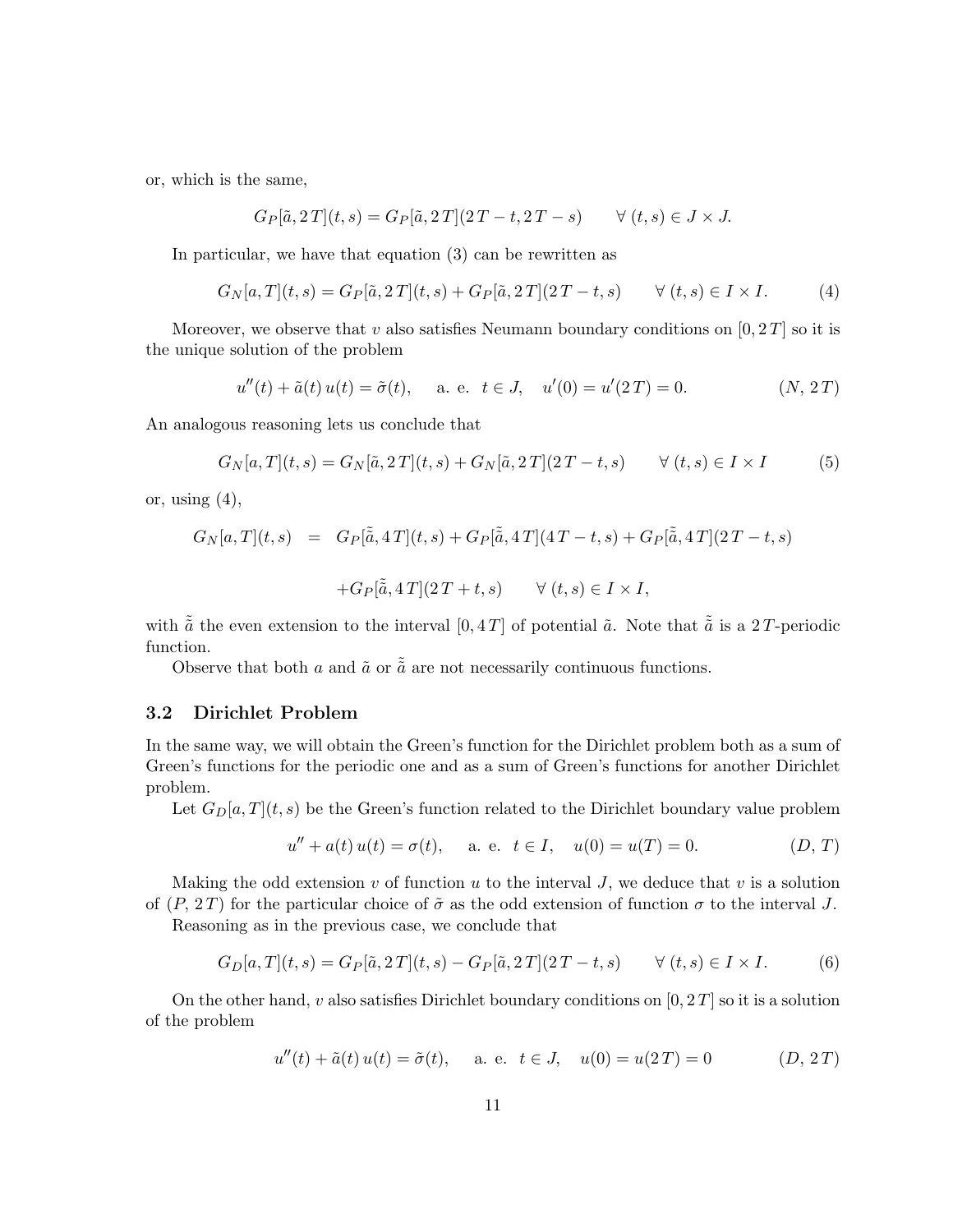or, which is the same,

$$G_P[\tilde{a}, 2T](t,s) = G_P[\tilde{a}, 2T](2T - t, 2T - s) \qquad \forall\, (t,s) \in J \times J.$$

In particular, we have that equation (3) can be rewritten as

$$G_N[a,T](t,s) = G_P[\tilde{a}, 2T](t,s) + G_P[\tilde{a}, 2T](2T - t, s) \qquad \forall\, (t,s) \in I \times I. \tag{4}$$

Moreover, we observe that $v$ also satisfies Neumann boundary conditions on $[0, 2T]$ so it is the unique solution of the problem

$$u''(t) + \tilde{a}(t)\, u(t) = \tilde{\sigma}(t), \quad \text{a. e. } t \in J, \quad u'(0) = u'(2T) = 0. \tag{$N,\, 2T$}$$

An analogous reasoning lets us conclude that

$$G_N[a,T](t,s) = G_N[\tilde{a}, 2T](t,s) + G_N[\tilde{a}, 2T](2T - t, s) \qquad \forall\, (t,s) \in I \times I \tag{5}$$

or, using (4),

$$\begin{aligned} G_N[a,T](t,s) \;=\;& G_P[\tilde{\tilde{a}}, 4T](t,s) + G_P[\tilde{\tilde{a}}, 4T](4T - t, s) + G_P[\tilde{\tilde{a}}, 4T](2T - t, s) \\ & + G_P[\tilde{\tilde{a}}, 4T](2T + t, s) \qquad \forall\, (t,s) \in I \times I, \end{aligned}$$

with $\tilde{\tilde{a}}$ the even extension to the interval $[0, 4T]$ of potential $\tilde{a}$. Note that $\tilde{\tilde{a}}$ is a $2T$-periodic function.

Observe that both $a$ and $\tilde{a}$ or $\tilde{\tilde{a}}$ are not necessarily continuous functions.

### 3.2 Dirichlet Problem

In the same way, we will obtain the Green's function for the Dirichlet problem both as a sum of Green's functions for the periodic one and as a sum of Green's functions for another Dirichlet problem.

Let $G_D[a,T](t,s)$ be the Green's function related to the Dirichlet boundary value problem

$$u'' + a(t)\, u(t) = \sigma(t), \quad \text{a. e. } t \in I, \quad u(0) = u(T) = 0. \tag{$D,\, T$}$$

Making the odd extension $v$ of function $u$ to the interval $J$, we deduce that $v$ is a solution of ($P$, $2T$) for the particular choice of $\tilde{\sigma}$ as the odd extension of function $\sigma$ to the interval $J$.

Reasoning as in the previous case, we conclude that

$$G_D[a,T](t,s) = G_P[\tilde{a}, 2T](t,s) - G_P[\tilde{a}, 2T](2T - t, s) \qquad \forall\, (t,s) \in I \times I. \tag{6}$$

On the other hand, $v$ also satisfies Dirichlet boundary conditions on $[0, 2T]$ so it is a solution of the problem

$$u''(t) + \tilde{a}(t)\, u(t) = \tilde{\sigma}(t), \quad \text{a. e. } t \in J, \quad u(0) = u(2T) = 0 \tag{$D,\, 2T$}$$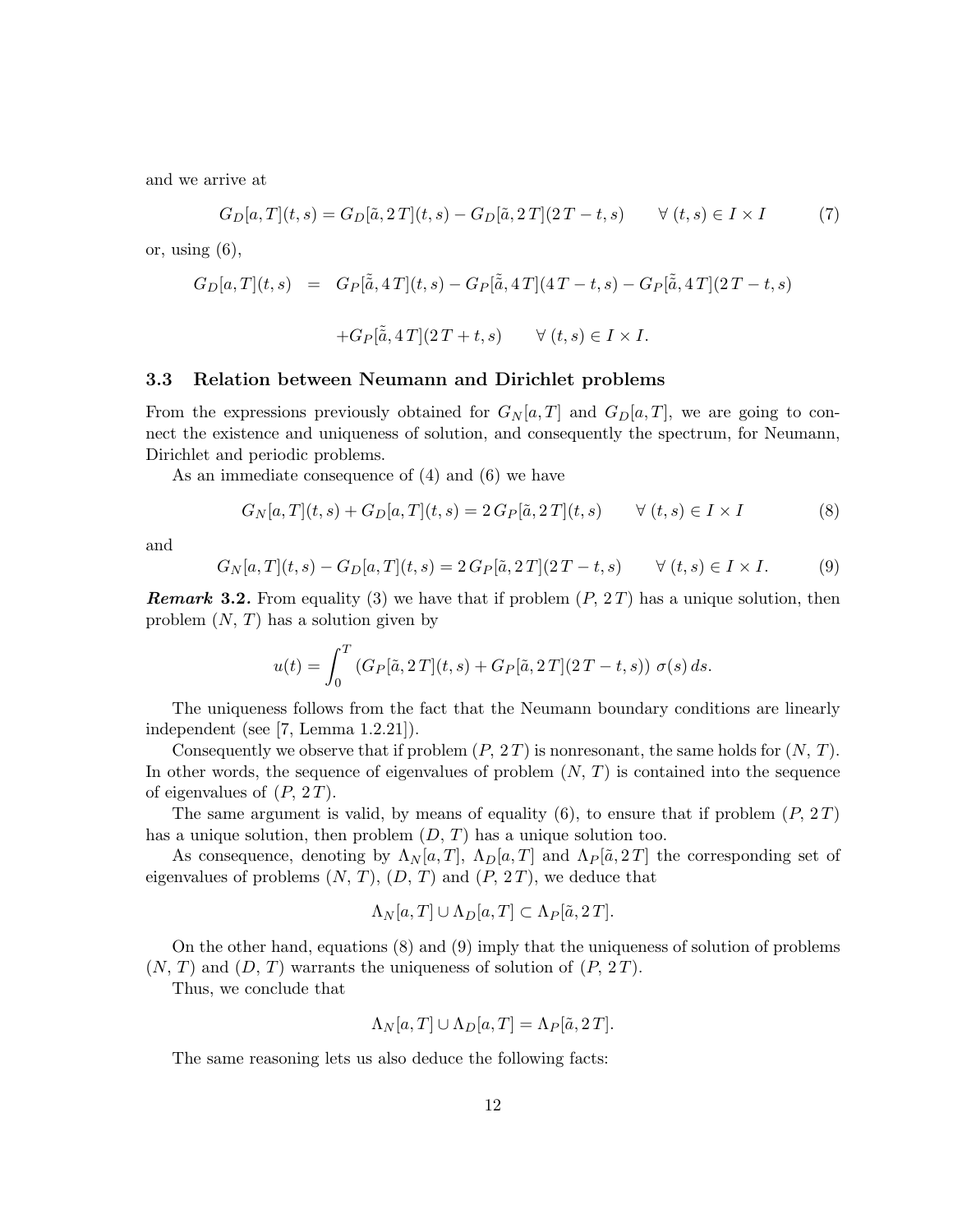and we arrive at

$$G_D[a,T](t,s) = G_D[\tilde{a}, 2\,T](t,s) - G_D[\tilde{a}, 2\,T](2\,T - t, s) \qquad \forall\, (t,s) \in I \times I \tag{7}$$

or, using (6),

$$\begin{aligned} G_D[a,T](t,s) \;\; &= \;\; G_P[\tilde{\tilde{a}}, 4\,T](t,s) - G_P[\tilde{\tilde{a}}, 4\,T](4\,T - t, s) - G_P[\tilde{\tilde{a}}, 4\,T](2\,T - t, s) \\ & \qquad + G_P[\tilde{\tilde{a}}, 4\,T](2\,T + t, s) \qquad \forall\, (t,s) \in I \times I. \end{aligned}$$

### 3.3 Relation between Neumann and Dirichlet problems

From the expressions previously obtained for $G_N[a,T]$ and $G_D[a,T]$, we are going to connect the existence and uniqueness of solution, and consequently the spectrum, for Neumann, Dirichlet and periodic problems.

As an immediate consequence of (4) and (6) we have

$$G_N[a,T](t,s) + G_D[a,T](t,s) = 2\,G_P[\tilde{a}, 2\,T](t,s) \qquad \forall\, (t,s) \in I \times I \tag{8}$$

and

$$G_N[a,T](t,s) - G_D[a,T](t,s) = 2\,G_P[\tilde{a}, 2\,T](2\,T - t, s) \qquad \forall\, (t,s) \in I \times I. \tag{9}$$

***Remark* 3.2.** From equality (3) we have that if problem $(P,\, 2\,T)$ has a unique solution, then problem $(N,\, T)$ has a solution given by

$$u(t) = \int_0^T \left(G_P[\tilde{a}, 2\,T](t,s) + G_P[\tilde{a}, 2\,T](2\,T - t, s)\right)\,\sigma(s)\,ds.$$

The uniqueness follows from the fact that the Neumann boundary conditions are linearly independent (see [7, Lemma 1.2.21]).

Consequently we observe that if problem $(P,\, 2\,T)$ is nonresonant, the same holds for $(N,\, T)$. In other words, the sequence of eigenvalues of problem $(N,\, T)$ is contained into the sequence of eigenvalues of $(P,\, 2\,T)$.

The same argument is valid, by means of equality (6), to ensure that if problem $(P,\, 2\,T)$ has a unique solution, then problem $(D,\, T)$ has a unique solution too.

As consequence, denoting by $\Lambda_N[a,T]$, $\Lambda_D[a,T]$ and $\Lambda_P[\tilde{a}, 2\,T]$ the corresponding set of eigenvalues of problems $(N,\, T)$, $(D,\, T)$ and $(P,\, 2\,T)$, we deduce that

$$\Lambda_N[a,T] \cup \Lambda_D[a,T] \subset \Lambda_P[\tilde{a}, 2\,T].$$

On the other hand, equations (8) and (9) imply that the uniqueness of solution of problems $(N,\, T)$ and $(D,\, T)$ warrants the uniqueness of solution of $(P,\, 2\,T)$.

Thus, we conclude that

$$\Lambda_N[a,T] \cup \Lambda_D[a,T] = \Lambda_P[\tilde{a}, 2\,T].$$

The same reasoning lets us also deduce the following facts: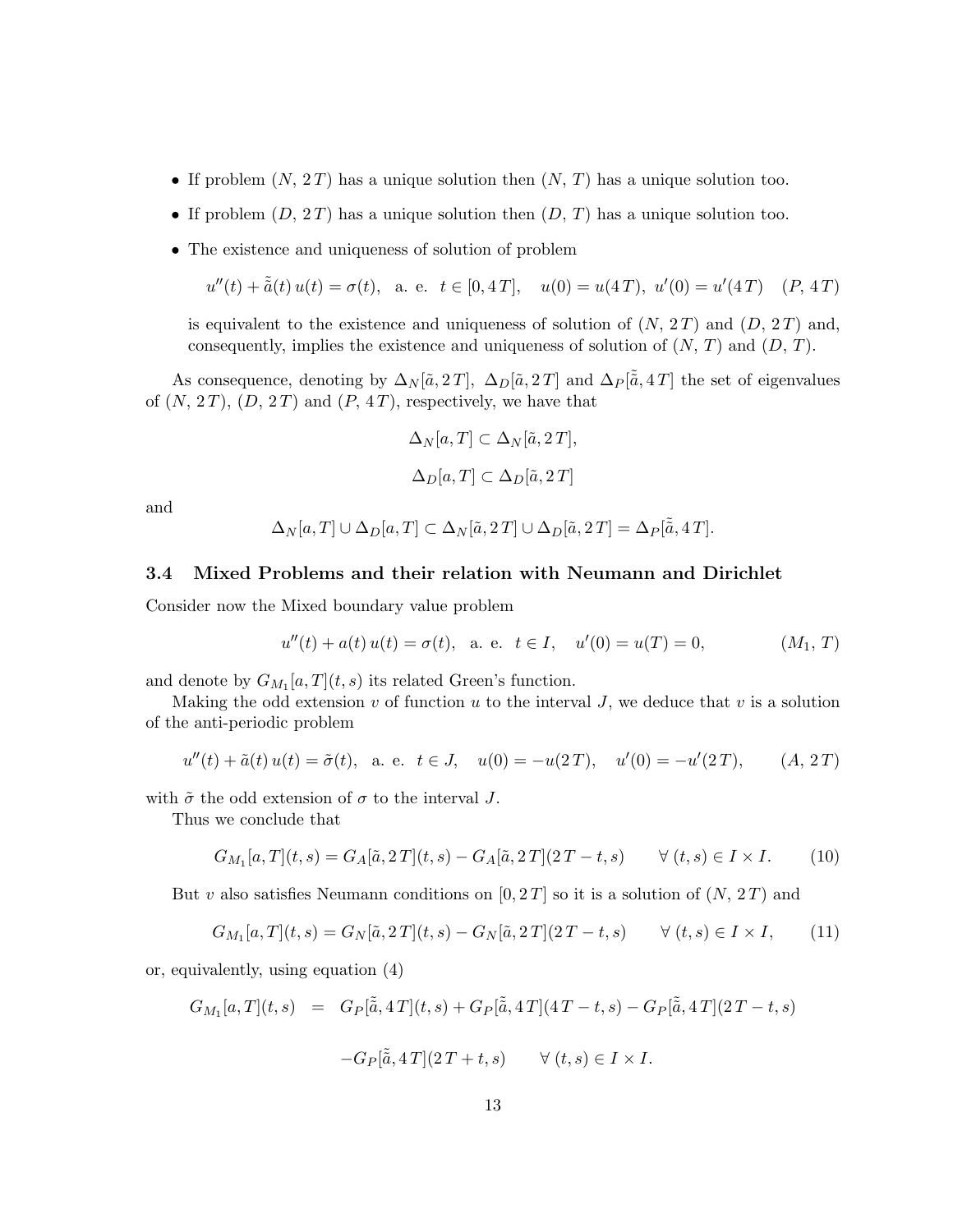- If problem $(N,\,2\,T)$ has a unique solution then $(N,\,T)$ has a unique solution too.
- If problem $(D,\,2\,T)$ has a unique solution then $(D,\,T)$ has a unique solution too.
- The existence and uniqueness of solution of problem

  $$u''(t)+\tilde{\tilde{a}}(t)\,u(t)=\sigma(t),\quad \text{a. e. } \ t\in[0,4\,T],\quad u(0)=u(4\,T),\ u'(0)=u'(4\,T)\quad (P,\,4\,T)$$

  is equivalent to the existence and uniqueness of solution of $(N,\,2\,T)$ and $(D,\,2\,T)$ and, consequently, implies the existence and uniqueness of solution of $(N,\,T)$ and $(D,\,T)$.

As consequence, denoting by $\Delta_N[\tilde{a},2\,T]$, $\Delta_D[\tilde{a},2\,T]$ and $\Delta_P[\tilde{\tilde{a}},4\,T]$ the set of eigenvalues of $(N,\,2\,T)$, $(D,\,2\,T)$ and $(P,\,4\,T)$, respectively, we have that

$$\Delta_N[a,T]\subset\Delta_N[\tilde{a},2\,T],$$

$$\Delta_D[a,T]\subset\Delta_D[\tilde{a},2\,T]$$

and

$$\Delta_N[a,T]\cup\Delta_D[a,T]\subset\Delta_N[\tilde{a},2\,T]\cup\Delta_D[\tilde{a},2\,T]=\Delta_P[\tilde{\tilde{a}},4\,T].$$

### 3.4 Mixed Problems and their relation with Neumann and Dirichlet

Consider now the Mixed boundary value problem

$$u''(t)+a(t)\,u(t)=\sigma(t),\quad \text{a. e. } \ t\in I,\quad u'(0)=u(T)=0,\qquad (M_1,\,T)$$

and denote by $G_{M_1}[a,T](t,s)$ its related Green's function.

Making the odd extension $v$ of function $u$ to the interval $J$, we deduce that $v$ is a solution of the anti-periodic problem

$$u''(t)+\tilde{a}(t)\,u(t)=\tilde{\sigma}(t),\quad \text{a. e. } \ t\in J,\quad u(0)=-u(2\,T),\quad u'(0)=-u'(2\,T),\qquad (A,\,2\,T)$$

with $\tilde{\sigma}$ the odd extension of $\sigma$ to the interval $J$.

Thus we conclude that

$$G_{M_1}[a,T](t,s)=G_A[\tilde{a},2\,T](t,s)-G_A[\tilde{a},2\,T](2\,T-t,s)\qquad\forall\,(t,s)\in I\times I.\qquad(10)$$

But $v$ also satisfies Neumann conditions on $[0,2\,T]$ so it is a solution of $(N,\,2\,T)$ and

$$G_{M_1}[a,T](t,s)=G_N[\tilde{a},2\,T](t,s)-G_N[\tilde{a},2\,T](2\,T-t,s)\qquad\forall\,(t,s)\in I\times I,\qquad(11)$$

or, equivalently, using equation (4)

$$\begin{aligned}G_{M_1}[a,T](t,s)\;&=\;G_P[\tilde{\tilde{a}},4\,T](t,s)+G_P[\tilde{\tilde{a}},4\,T](4\,T-t,s)-G_P[\tilde{\tilde{a}},4\,T](2\,T-t,s)\\&\quad-G_P[\tilde{\tilde{a}},4\,T](2\,T+t,s)\qquad\forall\,(t,s)\in I\times I.\end{aligned}$$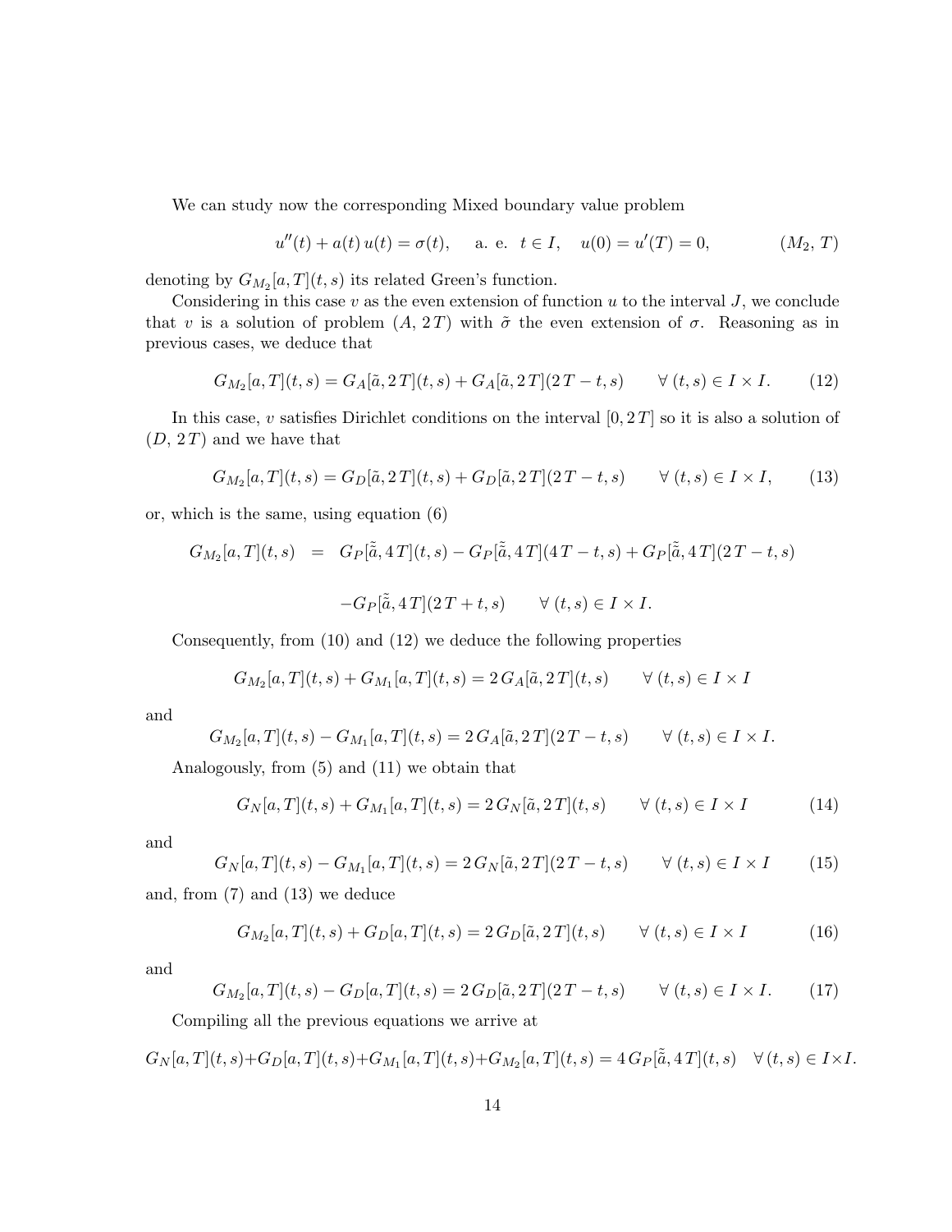We can study now the corresponding Mixed boundary value problem

$$u''(t) + a(t)\, u(t) = \sigma(t), \qquad \text{a. e. } \; t \in I, \quad u(0) = u'(T) = 0, \tag{$M_2$, $T$}$$

denoting by $G_{M_2}[a,T](t,s)$ its related Green's function.

Considering in this case $v$ as the even extension of function $u$ to the interval $J$, we conclude that $v$ is a solution of problem $(A,\, 2\,T)$ with $\tilde{\sigma}$ the even extension of $\sigma$. Reasoning as in previous cases, we deduce that

$$G_{M_2}[a,T](t,s) = G_A[\tilde{a}, 2\,T](t,s) + G_A[\tilde{a}, 2\,T](2\,T - t, s) \qquad \forall\, (t,s) \in I \times I. \tag{12}$$

In this case, $v$ satisfies Dirichlet conditions on the interval $[0, 2\,T]$ so it is also a solution of $(D,\, 2\,T)$ and we have that

$$G_{M_2}[a,T](t,s) = G_D[\tilde{a}, 2\,T](t,s) + G_D[\tilde{a}, 2\,T](2\,T - t, s) \qquad \forall\, (t,s) \in I \times I, \tag{13}$$

or, which is the same, using equation (6)

$$\begin{aligned} G_{M_2}[a,T](t,s) \;\; = \;\; & G_P[\tilde{\tilde{a}}, 4\,T](t,s) - G_P[\tilde{\tilde{a}}, 4\,T](4\,T - t, s) + G_P[\tilde{\tilde{a}}, 4\,T](2\,T - t, s) \\ & - G_P[\tilde{\tilde{a}}, 4\,T](2\,T + t, s) \qquad \forall\, (t,s) \in I \times I. \end{aligned}$$

Consequently, from (10) and (12) we deduce the following properties

$$G_{M_2}[a,T](t,s) + G_{M_1}[a,T](t,s) = 2\, G_A[\tilde{a}, 2\,T](t,s) \qquad \forall\, (t,s) \in I \times I$$

and

$$G_{M_2}[a,T](t,s) - G_{M_1}[a,T](t,s) = 2\, G_A[\tilde{a}, 2\,T](2\,T - t, s) \qquad \forall\, (t,s) \in I \times I.$$

Analogously, from (5) and (11) we obtain that

$$G_N[a,T](t,s) + G_{M_1}[a,T](t,s) = 2\, G_N[\tilde{a}, 2\,T](t,s) \qquad \forall\, (t,s) \in I \times I \tag{14}$$

and

$$G_N[a,T](t,s) - G_{M_1}[a,T](t,s) = 2\, G_N[\tilde{a}, 2\,T](2\,T - t, s) \qquad \forall\, (t,s) \in I \times I \tag{15}$$

and, from (7) and (13) we deduce

$$G_{M_2}[a,T](t,s) + G_D[a,T](t,s) = 2\, G_D[\tilde{a}, 2\,T](t,s) \qquad \forall\, (t,s) \in I \times I \tag{16}$$

and

$$G_{M_2}[a,T](t,s) - G_D[a,T](t,s) = 2\, G_D[\tilde{a}, 2\,T](2\,T - t, s) \qquad \forall\, (t,s) \in I \times I. \tag{17}$$

Compiling all the previous equations we arrive at

$$G_N[a,T](t,s) + G_D[a,T](t,s) + G_{M_1}[a,T](t,s) + G_{M_2}[a,T](t,s) = 4\, G_P[\tilde{\tilde{a}}, 4\,T](t,s) \quad \forall\, (t,s) \in I \times I.$$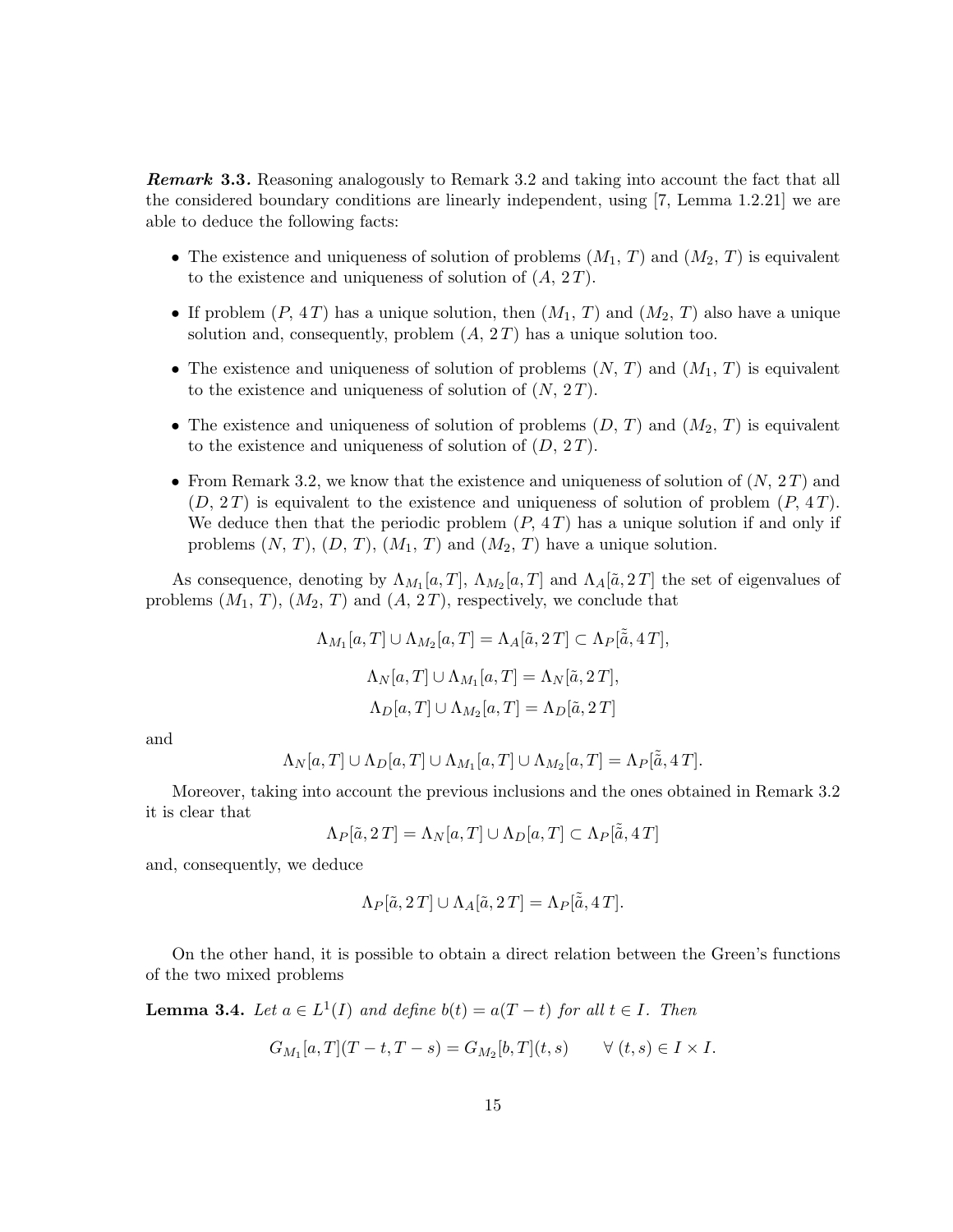***Remark 3.3.*** Reasoning analogously to Remark 3.2 and taking into account the fact that all the considered boundary conditions are linearly independent, using [7, Lemma 1.2.21] we are able to deduce the following facts:

- The existence and uniqueness of solution of problems $(M_1,\, T)$ and $(M_2,\, T)$ is equivalent to the existence and uniqueness of solution of $(A,\, 2\,T)$.
- If problem $(P,\, 4\,T)$ has a unique solution, then $(M_1,\, T)$ and $(M_2,\, T)$ also have a unique solution and, consequently, problem $(A,\, 2\,T)$ has a unique solution too.
- The existence and uniqueness of solution of problems $(N,\, T)$ and $(M_1,\, T)$ is equivalent to the existence and uniqueness of solution of $(N,\, 2\,T)$.
- The existence and uniqueness of solution of problems $(D,\, T)$ and $(M_2,\, T)$ is equivalent to the existence and uniqueness of solution of $(D,\, 2\,T)$.
- From Remark 3.2, we know that the existence and uniqueness of solution of $(N,\, 2\,T)$ and $(D,\, 2\,T)$ is equivalent to the existence and uniqueness of solution of problem $(P,\, 4\,T)$. We deduce then that the periodic problem $(P,\, 4\,T)$ has a unique solution if and only if problems $(N,\, T)$, $(D,\, T)$, $(M_1,\, T)$ and $(M_2,\, T)$ have a unique solution.

As consequence, denoting by $\Lambda_{M_1}[a,T]$, $\Lambda_{M_2}[a,T]$ and $\Lambda_A[\tilde{a},2\,T]$ the set of eigenvalues of problems $(M_1,\, T)$, $(M_2,\, T)$ and $(A,\, 2\,T)$, respectively, we conclude that

$$\Lambda_{M_1}[a,T] \cup \Lambda_{M_2}[a,T] = \Lambda_A[\tilde{a},2\,T] \subset \Lambda_P[\tilde{\tilde{a}},4\,T],$$

$$\Lambda_N[a,T] \cup \Lambda_{M_1}[a,T] = \Lambda_N[\tilde{a},2\,T],$$

$$\Lambda_D[a,T] \cup \Lambda_{M_2}[a,T] = \Lambda_D[\tilde{a},2\,T]$$

and

$$\Lambda_N[a,T] \cup \Lambda_D[a,T] \cup \Lambda_{M_1}[a,T] \cup \Lambda_{M_2}[a,T] = \Lambda_P[\tilde{\tilde{a}},4\,T].$$

Moreover, taking into account the previous inclusions and the ones obtained in Remark 3.2 it is clear that

$$\Lambda_P[\tilde{a},2\,T] = \Lambda_N[a,T] \cup \Lambda_D[a,T] \subset \Lambda_P[\tilde{\tilde{a}},4\,T]$$

and, consequently, we deduce

$$\Lambda_P[\tilde{a},2\,T] \cup \Lambda_A[\tilde{a},2\,T] = \Lambda_P[\tilde{\tilde{a}},4\,T].$$

On the other hand, it is possible to obtain a direct relation between the Green's functions of the two mixed problems

**Lemma 3.4.** *Let $a \in L^1(I)$ and define $b(t) = a(T-t)$ for all $t \in I$. Then*

$$G_{M_1}[a,T](T-t,T-s) = G_{M_2}[b,T](t,s) \qquad \forall\ (t,s) \in I \times I.$$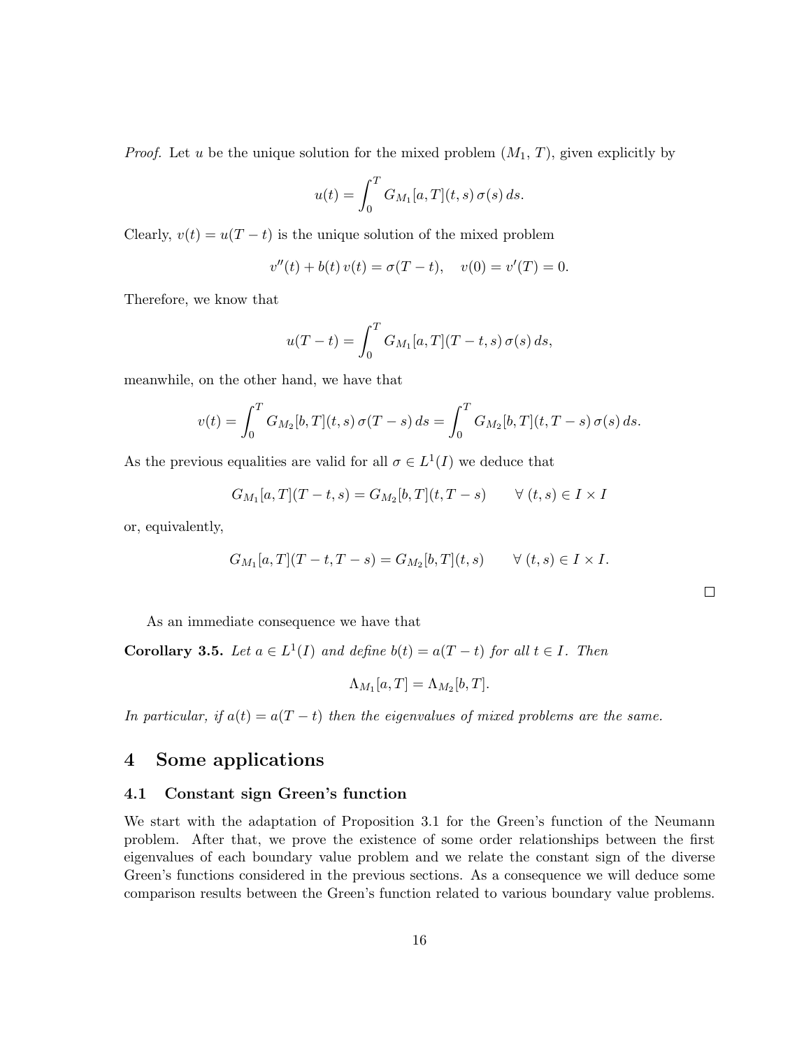*Proof.* Let $u$ be the unique solution for the mixed problem ($M_1$, $T$), given explicitly by

$$u(t) = \int_0^T G_{M_1}[a,T](t,s)\,\sigma(s)\,ds.$$

Clearly, $v(t) = u(T-t)$ is the unique solution of the mixed problem

$$v''(t) + b(t)\,v(t) = \sigma(T-t), \quad v(0) = v'(T) = 0.$$

Therefore, we know that

$$u(T-t) = \int_0^T G_{M_1}[a,T](T-t,s)\,\sigma(s)\,ds,$$

meanwhile, on the other hand, we have that

$$v(t) = \int_0^T G_{M_2}[b,T](t,s)\,\sigma(T-s)\,ds = \int_0^T G_{M_2}[b,T](t,T-s)\,\sigma(s)\,ds.$$

As the previous equalities are valid for all $\sigma \in L^1(I)$ we deduce that

$$G_{M_1}[a,T](T-t,s) = G_{M_2}[b,T](t,T-s) \qquad \forall\,(t,s) \in I \times I$$

or, equivalently,

$$G_{M_1}[a,T](T-t,T-s) = G_{M_2}[b,T](t,s) \qquad \forall\,(t,s) \in I \times I.$$

□

As an immediate consequence we have that

**Corollary 3.5.** *Let $a \in L^1(I)$ and define $b(t) = a(T-t)$ for all $t \in I$. Then*

$$\Lambda_{M_1}[a,T] = \Lambda_{M_2}[b,T].$$

*In particular, if $a(t) = a(T-t)$ then the eigenvalues of mixed problems are the same.*

## 4 Some applications

### 4.1 Constant sign Green's function

We start with the adaptation of Proposition 3.1 for the Green's function of the Neumann problem. After that, we prove the existence of some order relationships between the first eigenvalues of each boundary value problem and we relate the constant sign of the diverse Green's functions considered in the previous sections. As a consequence we will deduce some comparison results between the Green's function related to various boundary value problems.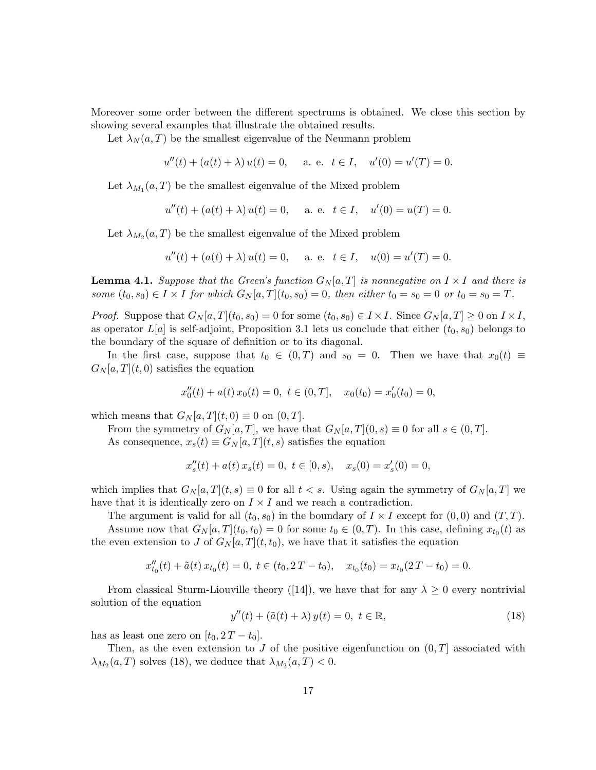Moreover some order between the different spectrums is obtained. We close this section by showing several examples that illustrate the obtained results.

Let $\lambda_N(a,T)$ be the smallest eigenvalue of the Neumann problem

$$u''(t) + (a(t) + \lambda)\, u(t) = 0, \quad \text{ a. e. } t \in I, \quad u'(0) = u'(T) = 0.$$

Let $\lambda_{M_1}(a,T)$ be the smallest eigenvalue of the Mixed problem

$$u''(t) + (a(t) + \lambda)\, u(t) = 0, \quad \text{ a. e. } t \in I, \quad u'(0) = u(T) = 0.$$

Let $\lambda_{M_2}(a,T)$ be the smallest eigenvalue of the Mixed problem

$$u''(t) + (a(t) + \lambda)\, u(t) = 0, \quad \text{ a. e. } t \in I, \quad u(0) = u'(T) = 0.$$

**Lemma 4.1.** *Suppose that the Green's function $G_N[a,T]$ is nonnegative on $I \times I$ and there is some $(t_0, s_0) \in I \times I$ for which $G_N[a,T](t_0, s_0) = 0$, then either $t_0 = s_0 = 0$ or $t_0 = s_0 = T$.*

*Proof.* Suppose that $G_N[a,T](t_0,s_0) = 0$ for some $(t_0,s_0) \in I \times I$. Since $G_N[a,T] \geq 0$ on $I \times I$, as operator $L[a]$ is self-adjoint, Proposition 3.1 lets us conclude that either $(t_0, s_0)$ belongs to the boundary of the square of definition or to its diagonal.

In the first case, suppose that $t_0 \in (0,T)$ and $s_0 = 0$. Then we have that $x_0(t) \equiv G_N[a,T](t,0)$ satisfies the equation

$$x_0''(t) + a(t)\, x_0(t) = 0, \; t \in (0,T], \quad x_0(t_0) = x_0'(t_0) = 0,$$

which means that $G_N[a,T](t,0) \equiv 0$ on $(0,T]$.

From the symmetry of $G_N[a,T]$, we have that $G_N[a,T](0,s) \equiv 0$ for all $s \in (0,T]$.

As consequence, $x_s(t) \equiv G_N[a,T](t,s)$ satisfies the equation

$$x_s''(t) + a(t)\, x_s(t) = 0, \; t \in [0,s), \quad x_s(0) = x_s'(0) = 0,$$

which implies that $G_N[a,T](t,s) \equiv 0$ for all $t < s$. Using again the symmetry of $G_N[a,T]$ we have that it is identically zero on $I \times I$ and we reach a contradiction.

The argument is valid for all $(t_0, s_0)$ in the boundary of $I \times I$ except for $(0,0)$ and $(T,T)$.

Assume now that $G_N[a,T](t_0,t_0) = 0$ for some $t_0 \in (0,T)$. In this case, defining $x_{t_0}(t)$ as the even extension to $J$ of $G_N[a,T](t,t_0)$, we have that it satisfies the equation

$$x_{t_0}''(t) + \tilde{a}(t)\, x_{t_0}(t) = 0, \; t \in (t_0, 2\,T - t_0), \quad x_{t_0}(t_0) = x_{t_0}(2\,T - t_0) = 0.$$

From classical Sturm-Liouville theory ([14]), we have that for any $\lambda \geq 0$ every nontrivial solution of the equation

$$y''(t) + (\tilde{a}(t) + \lambda)\, y(t) = 0, \; t \in \mathbb{R}, \tag{18}$$

has as least one zero on $[t_0, 2\,T - t_0]$.

Then, as the even extension to $J$ of the positive eigenfunction on $(0,T]$ associated with $\lambda_{M_2}(a,T)$ solves (18), we deduce that $\lambda_{M_2}(a,T) < 0$.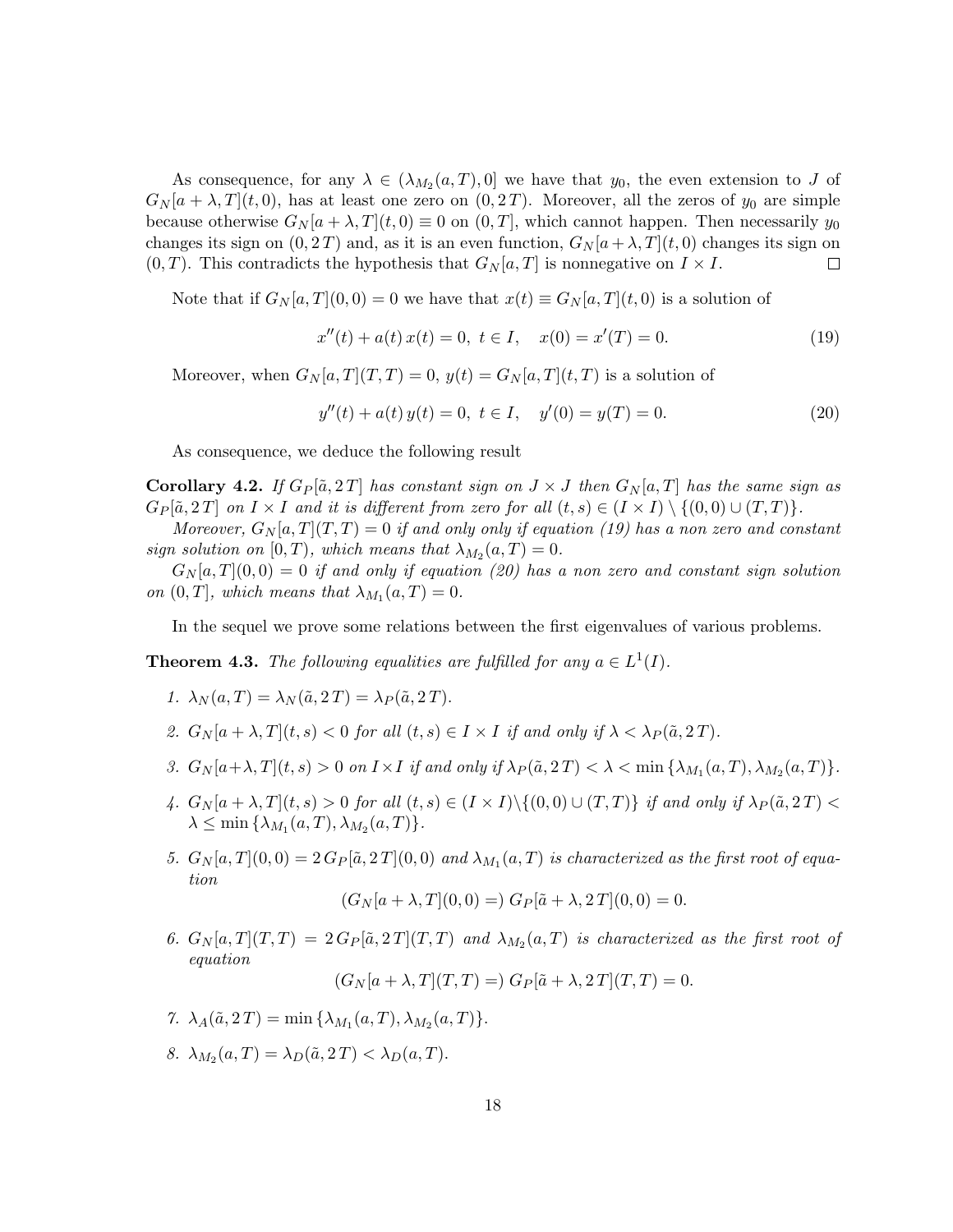As consequence, for any $\lambda \in (\lambda_{M_2}(a,T), 0]$ we have that $y_0$, the even extension to $J$ of $G_N[a+\lambda, T](t,0)$, has at least one zero on $(0, 2\,T)$. Moreover, all the zeros of $y_0$ are simple because otherwise $G_N[a+\lambda,T](t,0) \equiv 0$ on $(0,T]$, which cannot happen. Then necessarily $y_0$ changes its sign on $(0, 2\,T)$ and, as it is an even function, $G_N[a+\lambda,T](t,0)$ changes its sign on $(0,T)$. This contradicts the hypothesis that $G_N[a,T]$ is nonnegative on $I \times I$. $\square$

Note that if $G_N[a,T](0,0) = 0$ we have that $x(t) \equiv G_N[a,T](t,0)$ is a solution of

$$x''(t) + a(t)\,x(t) = 0,\ t \in I, \quad x(0) = x'(T) = 0. \tag{19}$$

Moreover, when $G_N[a,T](T,T) = 0$, $y(t) = G_N[a,T](t,T)$ is a solution of

$$y''(t) + a(t)\,y(t) = 0,\ t \in I, \quad y'(0) = y(T) = 0. \tag{20}$$

As consequence, we deduce the following result

**Corollary 4.2.** *If $G_P[\tilde{a}, 2\,T]$ has constant sign on $J \times J$ then $G_N[a,T]$ has the same sign as $G_P[\tilde{a}, 2\,T]$ on $I \times I$ and it is different from zero for all $(t,s) \in (I \times I) \setminus \{(0,0) \cup (T,T)\}$.*

*Moreover, $G_N[a,T](T,T) = 0$ if and only only if equation (19) has a non zero and constant sign solution on $[0,T)$, which means that $\lambda_{M_2}(a,T) = 0$.*

*$G_N[a,T](0,0) = 0$ if and only if equation (20) has a non zero and constant sign solution on $(0,T]$, which means that $\lambda_{M_1}(a,T) = 0$.*

In the sequel we prove some relations between the first eigenvalues of various problems.

**Theorem 4.3.** *The following equalities are fulfilled for any $a \in L^1(I)$.*

1. *$\lambda_N(a,T) = \lambda_N(\tilde{a}, 2\,T) = \lambda_P(\tilde{a}, 2\,T)$.*
2. *$G_N[a+\lambda,T](t,s) < 0$ for all $(t,s) \in I \times I$ if and only if $\lambda < \lambda_P(\tilde{a}, 2\,T)$.*
3. *$G_N[a+\lambda,T](t,s) > 0$ on $I \times I$ if and only if $\lambda_P(\tilde{a}, 2\,T) < \lambda < \min\{\lambda_{M_1}(a,T), \lambda_{M_2}(a,T)\}$.*
4. *$G_N[a+\lambda,T](t,s) > 0$ for all $(t,s) \in (I \times I) \setminus \{(0,0) \cup (T,T)\}$ if and only if $\lambda_P(\tilde{a}, 2\,T) < \lambda \leq \min\{\lambda_{M_1}(a,T), \lambda_{M_2}(a,T)\}$.*
5. *$G_N[a,T](0,0) = 2\,G_P[\tilde{a}, 2\,T](0,0)$ and $\lambda_{M_1}(a,T)$ is characterized as the first root of equation*
$$(G_N[a+\lambda,T](0,0) =)\ G_P[\tilde{a}+\lambda, 2\,T](0,0) = 0.$$
6. *$G_N[a,T](T,T) = 2\,G_P[\tilde{a}, 2\,T](T,T)$ and $\lambda_{M_2}(a,T)$ is characterized as the first root of equation*
$$(G_N[a+\lambda,T](T,T) =)\ G_P[\tilde{a}+\lambda, 2\,T](T,T) = 0.$$
7. *$\lambda_A(\tilde{a}, 2\,T) = \min\{\lambda_{M_1}(a,T), \lambda_{M_2}(a,T)\}$.*
8. *$\lambda_{M_2}(a,T) = \lambda_D(\tilde{a}, 2\,T) < \lambda_D(a,T)$.*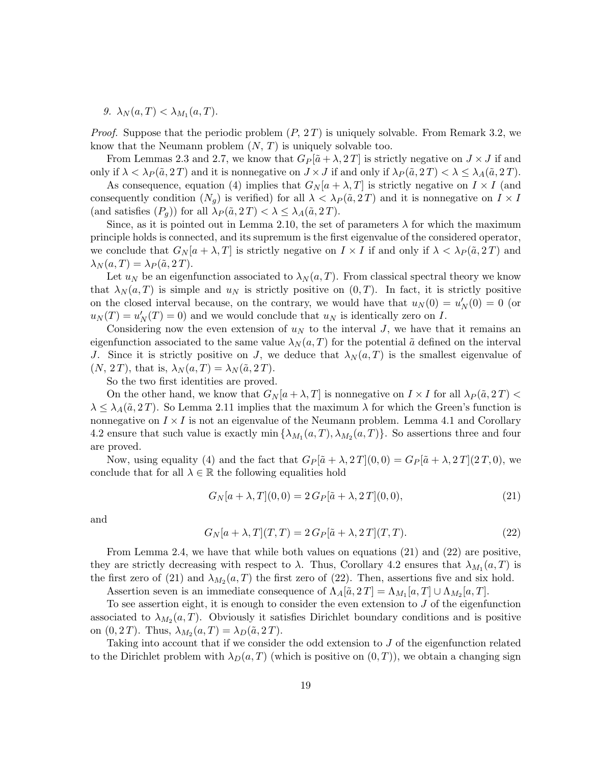*9.* $\lambda_N(a,T) < \lambda_{M_1}(a,T)$.

*Proof.* Suppose that the periodic problem $(P,\,2\,T)$ is uniquely solvable. From Remark 3.2, we know that the Neumann problem $(N,\,T)$ is uniquely solvable too.

From Lemmas 2.3 and 2.7, we know that $G_P[\tilde{a}+\lambda, 2\,T]$ is strictly negative on $J\times J$ if and only if $\lambda < \lambda_P(\tilde{a}, 2\,T)$ and it is nonnegative on $J \times J$ if and only if $\lambda_P(\tilde{a}, 2\,T) < \lambda \leq \lambda_A(\tilde{a}, 2\,T)$.

As consequence, equation (4) implies that $G_N[a+\lambda, T]$ is strictly negative on $I\times I$ (and consequently condition $(N_g)$ is verified) for all $\lambda < \lambda_P(\tilde{a}, 2\,T)$ and it is nonnegative on $I\times I$ (and satisfies $(P_g)$) for all $\lambda_P(\tilde{a}, 2\,T) < \lambda \leq \lambda_A(\tilde{a}, 2\,T)$.

Since, as it is pointed out in Lemma 2.10, the set of parameters $\lambda$ for which the maximum principle holds is connected, and its supremum is the first eigenvalue of the considered operator, we conclude that $G_N[a+\lambda, T]$ is strictly negative on $I\times I$ if and only if $\lambda < \lambda_P(\tilde{a}, 2\,T)$ and $\lambda_N(a,T) = \lambda_P(\tilde{a}, 2\,T)$.

Let $u_N$ be an eigenfunction associated to $\lambda_N(a,T)$. From classical spectral theory we know that $\lambda_N(a,T)$ is simple and $u_N$ is strictly positive on $(0,T)$. In fact, it is strictly positive on the closed interval because, on the contrary, we would have that $u_N(0) = u_N'(0) = 0$ (or $u_N(T) = u_N'(T) = 0$) and we would conclude that $u_N$ is identically zero on $I$.

Considering now the even extension of $u_N$ to the interval $J$, we have that it remains an eigenfunction associated to the same value $\lambda_N(a,T)$ for the potential $\tilde{a}$ defined on the interval $J$. Since it is strictly positive on $J$, we deduce that $\lambda_N(a,T)$ is the smallest eigenvalue of $(N,\,2\,T)$, that is, $\lambda_N(a,T) = \lambda_N(\tilde{a}, 2\,T)$.

So the two first identities are proved.

On the other hand, we know that $G_N[a+\lambda, T]$ is nonnegative on $I\times I$ for all $\lambda_P(\tilde{a}, 2\,T) < \lambda \leq \lambda_A(\tilde{a}, 2\,T)$. So Lemma 2.11 implies that the maximum $\lambda$ for which the Green's function is nonnegative on $I\times I$ is not an eigenvalue of the Neumann problem. Lemma 4.1 and Corollary 4.2 ensure that such value is exactly $\min\{\lambda_{M_1}(a,T), \lambda_{M_2}(a,T)\}$. So assertions three and four are proved.

Now, using equality (4) and the fact that $G_P[\tilde{a}+\lambda, 2\,T](0,0) = G_P[\tilde{a}+\lambda, 2\,T](2\,T, 0)$, we conclude that for all $\lambda \in \mathbb{R}$ the following equalities hold

$$G_N[a+\lambda, T](0,0) = 2\,G_P[\tilde{a}+\lambda, 2\,T](0,0), \tag{21}$$

and

$$G_N[a+\lambda, T](T,T) = 2\,G_P[\tilde{a}+\lambda, 2\,T](T,T). \tag{22}$$

From Lemma 2.4, we have that while both values on equations (21) and (22) are positive, they are strictly decreasing with respect to $\lambda$. Thus, Corollary 4.2 ensures that $\lambda_{M_1}(a,T)$ is the first zero of (21) and $\lambda_{M_2}(a,T)$ the first zero of (22). Then, assertions five and six hold.

Assertion seven is an immediate consequence of $\Lambda_A[\tilde{a}, 2\,T] = \Lambda_{M_1}[a,T] \cup \Lambda_{M_2}[a,T]$.

To see assertion eight, it is enough to consider the even extension to $J$ of the eigenfunction associated to $\lambda_{M_2}(a,T)$. Obviously it satisfies Dirichlet boundary conditions and is positive on $(0, 2\,T)$. Thus, $\lambda_{M_2}(a,T) = \lambda_D(\tilde{a}, 2\,T)$.

Taking into account that if we consider the odd extension to $J$ of the eigenfunction related to the Dirichlet problem with $\lambda_D(a,T)$ (which is positive on $(0,T)$), we obtain a changing sign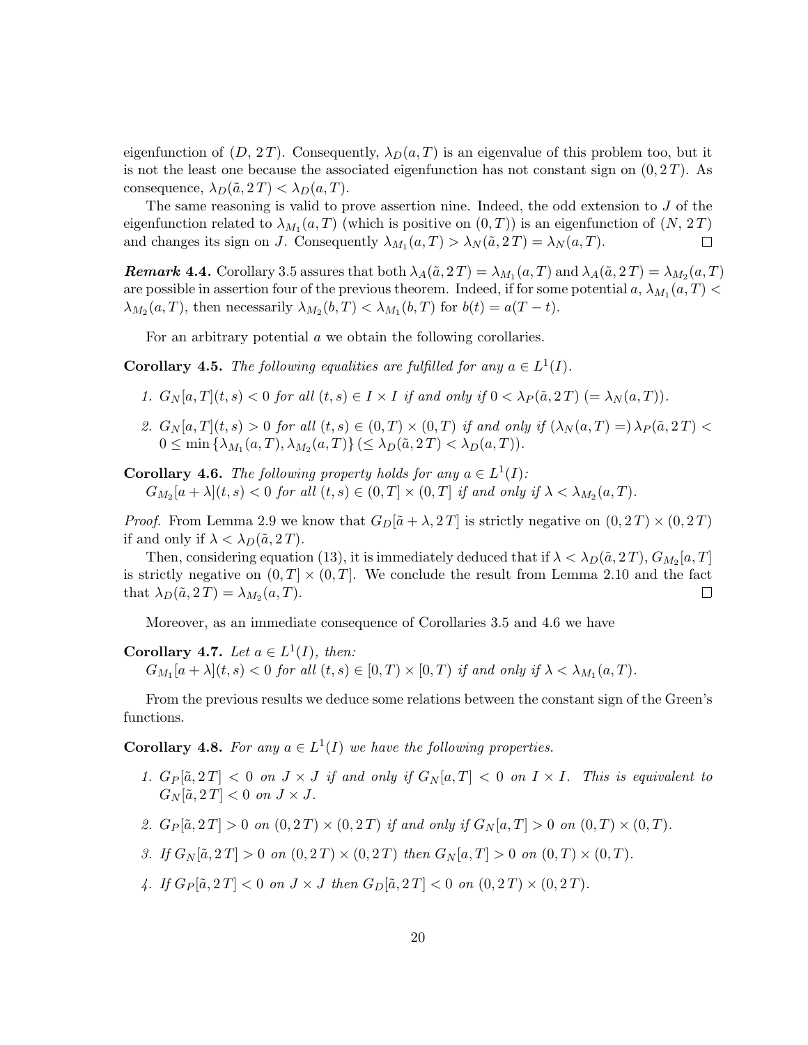eigenfunction of $(D, 2T)$. Consequently, $\lambda_D(a,T)$ is an eigenvalue of this problem too, but it is not the least one because the associated eigenfunction has not constant sign on $(0, 2T)$. As consequence, $\lambda_D(\tilde{a}, 2T) < \lambda_D(a,T)$.

The same reasoning is valid to prove assertion nine. Indeed, the odd extension to $J$ of the eigenfunction related to $\lambda_{M_1}(a,T)$ (which is positive on $(0,T)$) is an eigenfunction of $(N, 2T)$ and changes its sign on $J$. Consequently $\lambda_{M_1}(a,T) > \lambda_N(\tilde{a}, 2T) = \lambda_N(a,T)$. □

***Remark* 4.4.** Corollary 3.5 assures that both $\lambda_A(\tilde{a}, 2T) = \lambda_{M_1}(a,T)$ and $\lambda_A(\tilde{a}, 2T) = \lambda_{M_2}(a,T)$ are possible in assertion four of the previous theorem. Indeed, if for some potential $a$, $\lambda_{M_1}(a,T) < \lambda_{M_2}(a,T)$, then necessarily $\lambda_{M_2}(b,T) < \lambda_{M_1}(b,T)$ for $b(t) = a(T-t)$.

For an arbitrary potential $a$ we obtain the following corollaries.

**Corollary 4.5.** *The following equalities are fulfilled for any $a \in L^1(I)$.*

1. *$G_N[a,T](t,s) < 0$ for all $(t,s) \in I \times I$ if and only if $0 < \lambda_P(\tilde{a}, 2T)$ $(= \lambda_N(a,T))$.*
2. *$G_N[a,T](t,s) > 0$ for all $(t,s) \in (0,T) \times (0,T)$ if and only if $(\lambda_N(a,T) =)\, \lambda_P(\tilde{a}, 2T) < 0 \leq \min\{\lambda_{M_1}(a,T), \lambda_{M_2}(a,T)\}$ $(\leq \lambda_D(\tilde{a}, 2T) < \lambda_D(a,T))$.*

**Corollary 4.6.** *The following property holds for any $a \in L^1(I)$:*
*$G_{M_2}[a+\lambda](t,s) < 0$ for all $(t,s) \in (0,T] \times (0,T]$ if and only if $\lambda < \lambda_{M_2}(a,T)$.*

*Proof.* From Lemma 2.9 we know that $G_D[\tilde{a}+\lambda, 2T]$ is strictly negative on $(0,2T) \times (0,2T)$ if and only if $\lambda < \lambda_D(\tilde{a}, 2T)$.

Then, considering equation (13), it is immediately deduced that if $\lambda < \lambda_D(\tilde{a}, 2T)$, $G_{M_2}[a,T]$ is strictly negative on $(0,T] \times (0,T]$. We conclude the result from Lemma 2.10 and the fact that $\lambda_D(\tilde{a}, 2T) = \lambda_{M_2}(a,T)$. □

Moreover, as an immediate consequence of Corollaries 3.5 and 4.6 we have

**Corollary 4.7.** *Let $a \in L^1(I)$, then:*
*$G_{M_1}[a+\lambda](t,s) < 0$ for all $(t,s) \in [0,T) \times [0,T)$ if and only if $\lambda < \lambda_{M_1}(a,T)$.*

From the previous results we deduce some relations between the constant sign of the Green's functions.

**Corollary 4.8.** *For any $a \in L^1(I)$ we have the following properties.*

1. *$G_P[\tilde{a}, 2T] < 0$ on $J \times J$ if and only if $G_N[a,T] < 0$ on $I \times I$. This is equivalent to $G_N[\tilde{a}, 2T] < 0$ on $J \times J$.*
2. *$G_P[\tilde{a}, 2T] > 0$ on $(0,2T) \times (0,2T)$ if and only if $G_N[a,T] > 0$ on $(0,T) \times (0,T)$.*
3. *If $G_N[\tilde{a}, 2T] > 0$ on $(0,2T) \times (0,2T)$ then $G_N[a,T] > 0$ on $(0,T) \times (0,T)$.*
4. *If $G_P[\tilde{a}, 2T] < 0$ on $J \times J$ then $G_D[\tilde{a}, 2T] < 0$ on $(0,2T) \times (0,2T)$.*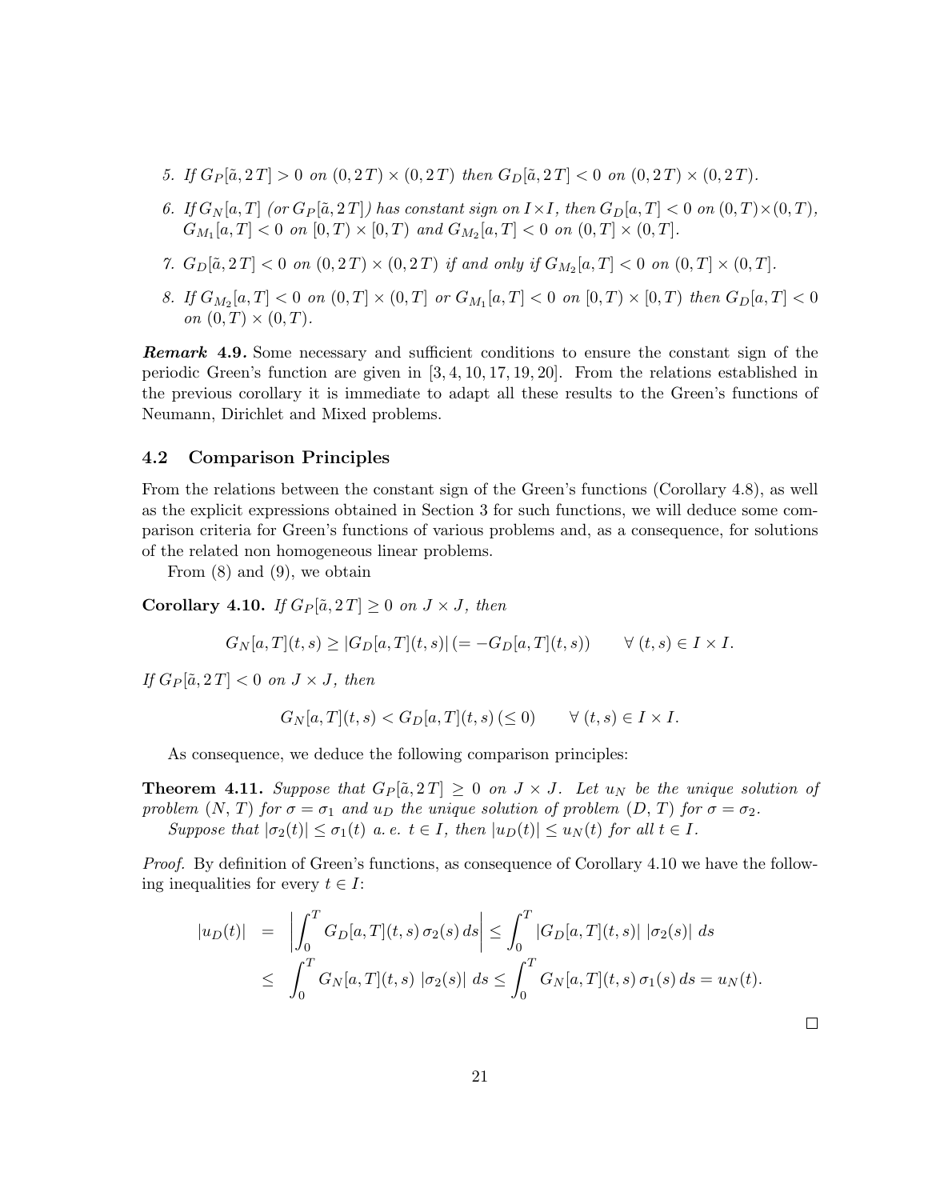5. If $G_P[\tilde{a}, 2\,T] > 0$ on $(0, 2\,T) \times (0, 2\,T)$ then $G_D[\tilde{a}, 2\,T] < 0$ on $(0, 2\,T) \times (0, 2\,T)$.

6. If $G_N[a, T]$ (or $G_P[\tilde{a}, 2\,T]$) has constant sign on $I \times I$, then $G_D[a, T] < 0$ on $(0, T) \times (0, T)$, $G_{M_1}[a, T] < 0$ on $[0, T) \times [0, T)$ and $G_{M_2}[a, T] < 0$ on $(0, T] \times (0, T]$.

7. $G_D[\tilde{a}, 2\,T] < 0$ on $(0, 2\,T) \times (0, 2\,T)$ if and only if $G_{M_2}[a, T] < 0$ on $(0, T] \times (0, T]$.

8. If $G_{M_2}[a, T] < 0$ on $(0, T] \times (0, T]$ or $G_{M_1}[a, T] < 0$ on $[0, T) \times [0, T)$ then $G_D[a, T] < 0$ on $(0, T) \times (0, T)$.

***Remark* 4.9.** Some necessary and sufficient conditions to ensure the constant sign of the periodic Green's function are given in [3, 4, 10, 17, 19, 20]. From the relations established in the previous corollary it is immediate to adapt all these results to the Green's functions of Neumann, Dirichlet and Mixed problems.

### 4.2 Comparison Principles

From the relations between the constant sign of the Green's functions (Corollary 4.8), as well as the explicit expressions obtained in Section 3 for such functions, we will deduce some comparison criteria for Green's functions of various problems and, as a consequence, for solutions of the related non homogeneous linear problems.

From (8) and (9), we obtain

**Corollary 4.10.** *If $G_P[\tilde{a}, 2\,T] \geq 0$ on $J \times J$, then*

$$G_N[a, T](t, s) \geq |G_D[a, T](t, s)| \, (= -G_D[a, T](t, s)) \qquad \forall \, (t, s) \in I \times I.$$

*If $G_P[\tilde{a}, 2\,T] < 0$ on $J \times J$, then*

$$G_N[a, T](t, s) < G_D[a, T](t, s) \, (\leq 0) \qquad \forall \, (t, s) \in I \times I.$$

As consequence, we deduce the following comparison principles:

**Theorem 4.11.** *Suppose that $G_P[\tilde{a}, 2\,T] \geq 0$ on $J \times J$. Let $u_N$ be the unique solution of problem $(N, T)$ for $\sigma = \sigma_1$ and $u_D$ the unique solution of problem $(D, T)$ for $\sigma = \sigma_2$.*

*Suppose that $|\sigma_2(t)| \leq \sigma_1(t)$ a. e. $t \in I$, then $|u_D(t)| \leq u_N(t)$ for all $t \in I$.*

*Proof.* By definition of Green's functions, as consequence of Corollary 4.10 we have the following inequalities for every $t \in I$:

$$\begin{aligned}
|u_D(t)| &= \left| \int_0^T G_D[a, T](t, s) \, \sigma_2(s) \, ds \right| \leq \int_0^T |G_D[a, T](t, s)| \; |\sigma_2(s)| \; ds \\
&\leq \int_0^T G_N[a, T](t, s) \; |\sigma_2(s)| \; ds \leq \int_0^T G_N[a, T](t, s) \, \sigma_1(s) \, ds = u_N(t).
\end{aligned}$$

□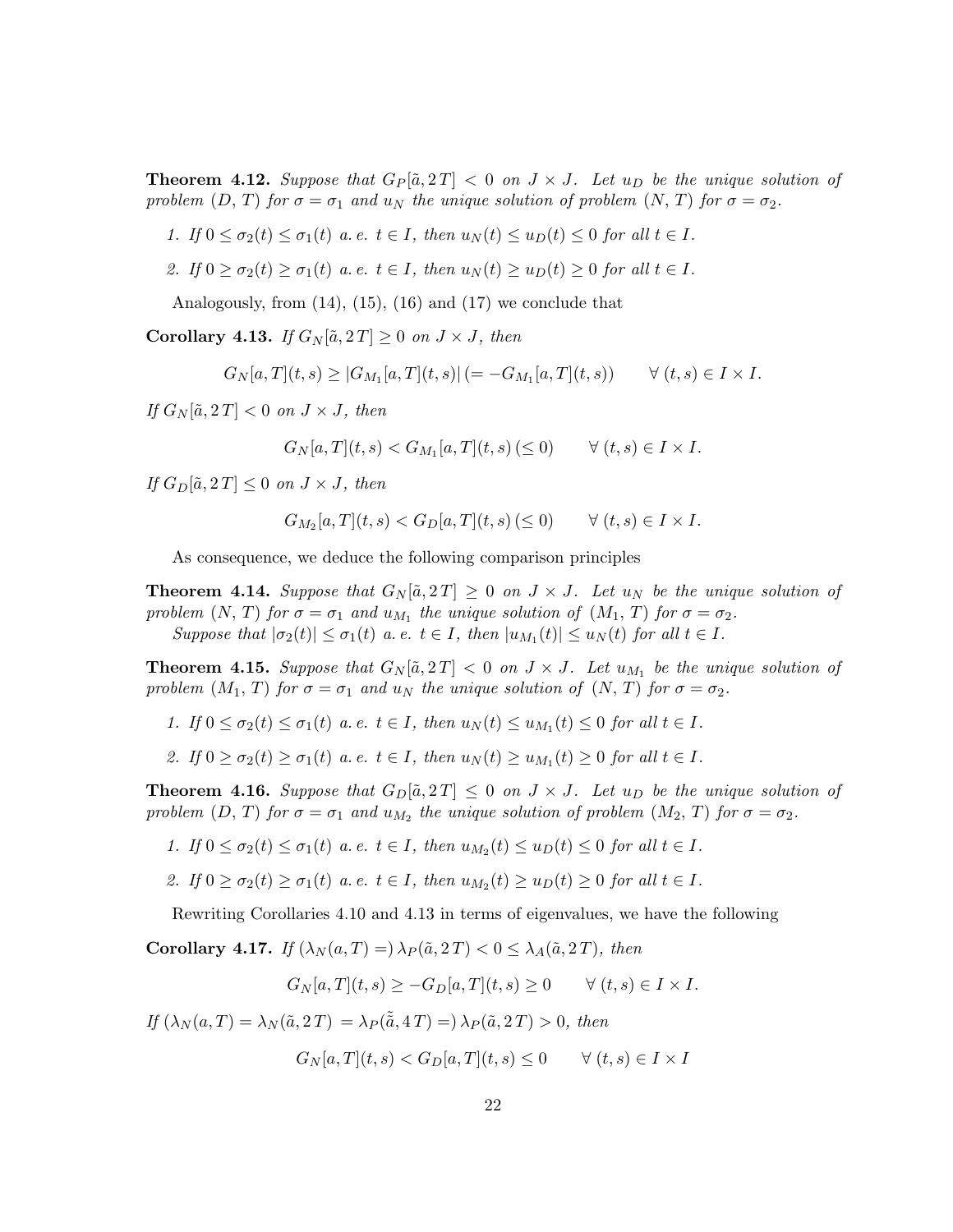**Theorem 4.12.** *Suppose that $G_P[\tilde{a}, 2\,T] < 0$ on $J \times J$. Let $u_D$ be the unique solution of problem $(D,\, T)$ for $\sigma = \sigma_1$ and $u_N$ the unique solution of problem $(N,\, T)$ for $\sigma = \sigma_2$.*

1. *If $0 \le \sigma_2(t) \le \sigma_1(t)$ a. e. $t \in I$, then $u_N(t) \le u_D(t) \le 0$ for all $t \in I$.*
2. *If $0 \ge \sigma_2(t) \ge \sigma_1(t)$ a. e. $t \in I$, then $u_N(t) \ge u_D(t) \ge 0$ for all $t \in I$.*

Analogously, from (14), (15), (16) and (17) we conclude that

**Corollary 4.13.** *If $G_N[\tilde{a}, 2\,T] \ge 0$ on $J \times J$, then*

$$G_N[a,T](t,s) \ge |G_{M_1}[a,T](t,s)|\, (= -G_{M_1}[a,T](t,s)) \qquad \forall\, (t,s) \in I \times I.$$

*If $G_N[\tilde{a}, 2\,T] < 0$ on $J \times J$, then*

$$G_N[a,T](t,s) < G_{M_1}[a,T](t,s)\, (\le 0) \qquad \forall\, (t,s) \in I \times I.$$

*If $G_D[\tilde{a}, 2\,T] \le 0$ on $J \times J$, then*

$$G_{M_2}[a,T](t,s) < G_D[a,T](t,s)\, (\le 0) \qquad \forall\, (t,s) \in I \times I.$$

As consequence, we deduce the following comparison principles

**Theorem 4.14.** *Suppose that $G_N[\tilde{a}, 2\,T] \ge 0$ on $J \times J$. Let $u_N$ be the unique solution of problem $(N,\, T)$ for $\sigma = \sigma_1$ and $u_{M_1}$ the unique solution of $(M_1,\, T)$ for $\sigma = \sigma_2$.*

*Suppose that $|\sigma_2(t)| \le \sigma_1(t)$ a. e. $t \in I$, then $|u_{M_1}(t)| \le u_N(t)$ for all $t \in I$.*

**Theorem 4.15.** *Suppose that $G_N[\tilde{a}, 2\,T] < 0$ on $J \times J$. Let $u_{M_1}$ be the unique solution of problem $(M_1,\, T)$ for $\sigma = \sigma_1$ and $u_N$ the unique solution of $(N,\, T)$ for $\sigma = \sigma_2$.*

1. *If $0 \le \sigma_2(t) \le \sigma_1(t)$ a. e. $t \in I$, then $u_N(t) \le u_{M_1}(t) \le 0$ for all $t \in I$.*
2. *If $0 \ge \sigma_2(t) \ge \sigma_1(t)$ a. e. $t \in I$, then $u_N(t) \ge u_{M_1}(t) \ge 0$ for all $t \in I$.*

**Theorem 4.16.** *Suppose that $G_D[\tilde{a}, 2\,T] \le 0$ on $J \times J$. Let $u_D$ be the unique solution of problem $(D,\, T)$ for $\sigma = \sigma_1$ and $u_{M_2}$ the unique solution of problem $(M_2,\, T)$ for $\sigma = \sigma_2$.*

1. *If $0 \le \sigma_2(t) \le \sigma_1(t)$ a. e. $t \in I$, then $u_{M_2}(t) \le u_D(t) \le 0$ for all $t \in I$.*
2. *If $0 \ge \sigma_2(t) \ge \sigma_1(t)$ a. e. $t \in I$, then $u_{M_2}(t) \ge u_D(t) \ge 0$ for all $t \in I$.*

Rewriting Corollaries 4.10 and 4.13 in terms of eigenvalues, we have the following

**Corollary 4.17.** *If $(\lambda_N(a,T) =)\, \lambda_P(\tilde{a}, 2\,T) < 0 \le \lambda_A(\tilde{a}, 2\,T)$, then*

$$G_N[a,T](t,s) \ge -G_D[a,T](t,s) \ge 0 \qquad \forall\, (t,s) \in I \times I.$$

*If $(\lambda_N(a,T) = \lambda_N(\tilde{a}, 2\,T) = \lambda_P(\tilde{\tilde{a}}, 4\,T) =)\, \lambda_P(\tilde{a}, 2\,T) > 0$, then*

$$G_N[a,T](t,s) < G_D[a,T](t,s) \le 0 \qquad \forall\, (t,s) \in I \times I$$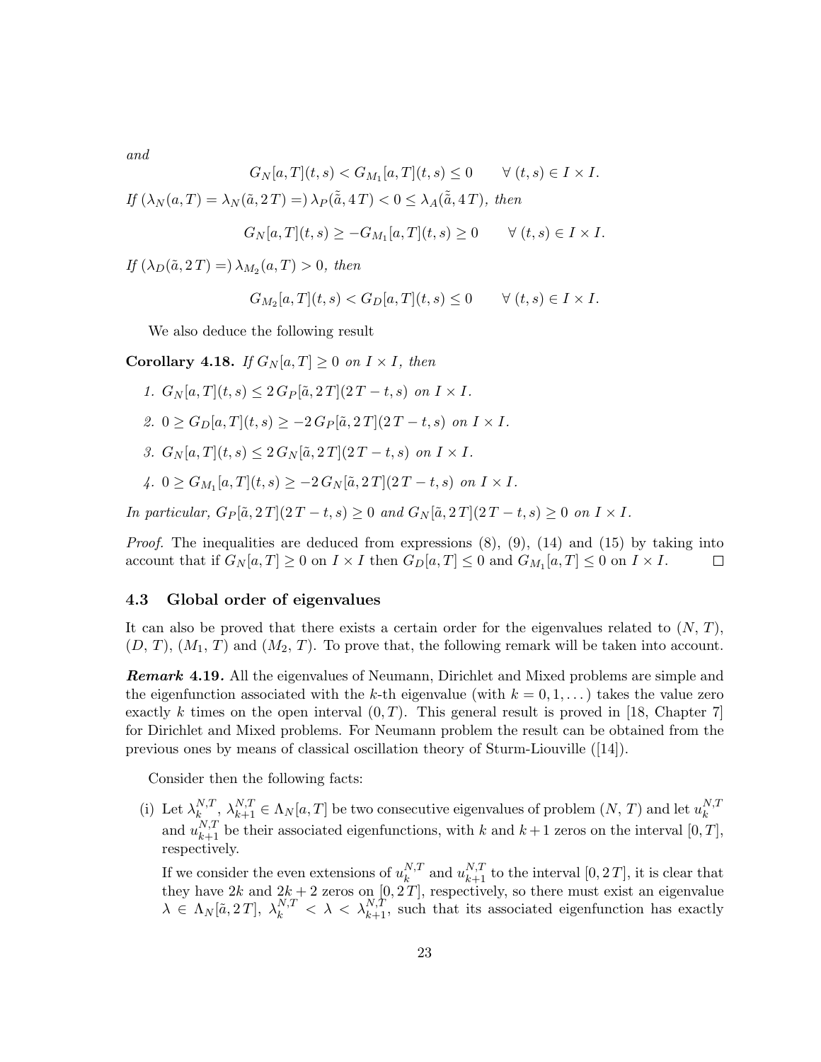*and*

$$G_N[a,T](t,s) < G_{M_1}[a,T](t,s) \le 0 \qquad \forall\, (t,s) \in I \times I.$$

*If* $(\lambda_N(a,T) = \lambda_N(\tilde{a}, 2\,T) =)\, \lambda_P(\tilde{\tilde{a}}, 4\,T) < 0 \le \lambda_A(\tilde{\tilde{a}}, 4\,T)$*, then*

$$G_N[a,T](t,s) \ge -G_{M_1}[a,T](t,s) \ge 0 \qquad \forall\, (t,s) \in I \times I.$$

*If* $(\lambda_D(\tilde{a}, 2\,T) =)\, \lambda_{M_2}(a,T) > 0$*, then*

$$G_{M_2}[a,T](t,s) < G_D[a,T](t,s) \le 0 \qquad \forall\, (t,s) \in I \times I.$$

We also deduce the following result

**Corollary 4.18.** *If* $G_N[a,T] \ge 0$ *on* $I \times I$*, then*

1. $G_N[a,T](t,s) \le 2\, G_P[\tilde{a}, 2\,T](2\,T - t, s)$ *on* $I \times I$.
2. $0 \ge G_D[a,T](t,s) \ge -2\, G_P[\tilde{a}, 2\,T](2\,T - t, s)$ *on* $I \times I$.
3. $G_N[a,T](t,s) \le 2\, G_N[\tilde{a}, 2\,T](2\,T - t, s)$ *on* $I \times I$.
4. $0 \ge G_{M_1}[a,T](t,s) \ge -2\, G_N[\tilde{a}, 2\,T](2\,T - t, s)$ *on* $I \times I$.

*In particular,* $G_P[\tilde{a}, 2\,T](2\,T - t, s) \ge 0$ *and* $G_N[\tilde{a}, 2\,T](2\,T - t, s) \ge 0$ *on* $I \times I$.

*Proof.* The inequalities are deduced from expressions (8), (9), (14) and (15) by taking into account that if $G_N[a,T] \ge 0$ on $I \times I$ then $G_D[a,T] \le 0$ and $G_{M_1}[a,T] \le 0$ on $I \times I$. □

### 4.3 Global order of eigenvalues

It can also be proved that there exists a certain order for the eigenvalues related to $(N,\, T)$, $(D,\, T)$, $(M_1,\, T)$ and $(M_2,\, T)$. To prove that, the following remark will be taken into account.

***Remark* 4.19.** All the eigenvalues of Neumann, Dirichlet and Mixed problems are simple and the eigenfunction associated with the $k$-th eigenvalue (with $k = 0, 1, \dots$) takes the value zero exactly $k$ times on the open interval $(0, T)$. This general result is proved in [18, Chapter 7] for Dirichlet and Mixed problems. For Neumann problem the result can be obtained from the previous ones by means of classical oscillation theory of Sturm-Liouville ([14]).

Consider then the following facts:

(i) Let $\lambda_k^{N,T}$, $\lambda_{k+1}^{N,T} \in \Lambda_N[a,T]$ be two consecutive eigenvalues of problem $(N,\, T)$ and let $u_k^{N,T}$ and $u_{k+1}^{N,T}$ be their associated eigenfunctions, with $k$ and $k+1$ zeros on the interval $[0, T]$, respectively.

If we consider the even extensions of $u_k^{N,T}$ and $u_{k+1}^{N,T}$ to the interval $[0, 2\,T]$, it is clear that they have $2k$ and $2k+2$ zeros on $[0, 2\,T]$, respectively, so there must exist an eigenvalue $\lambda \in \Lambda_N[\tilde{a}, 2\,T]$, $\lambda_k^{N,T} < \lambda < \lambda_{k+1}^{N,T}$, such that its associated eigenfunction has exactly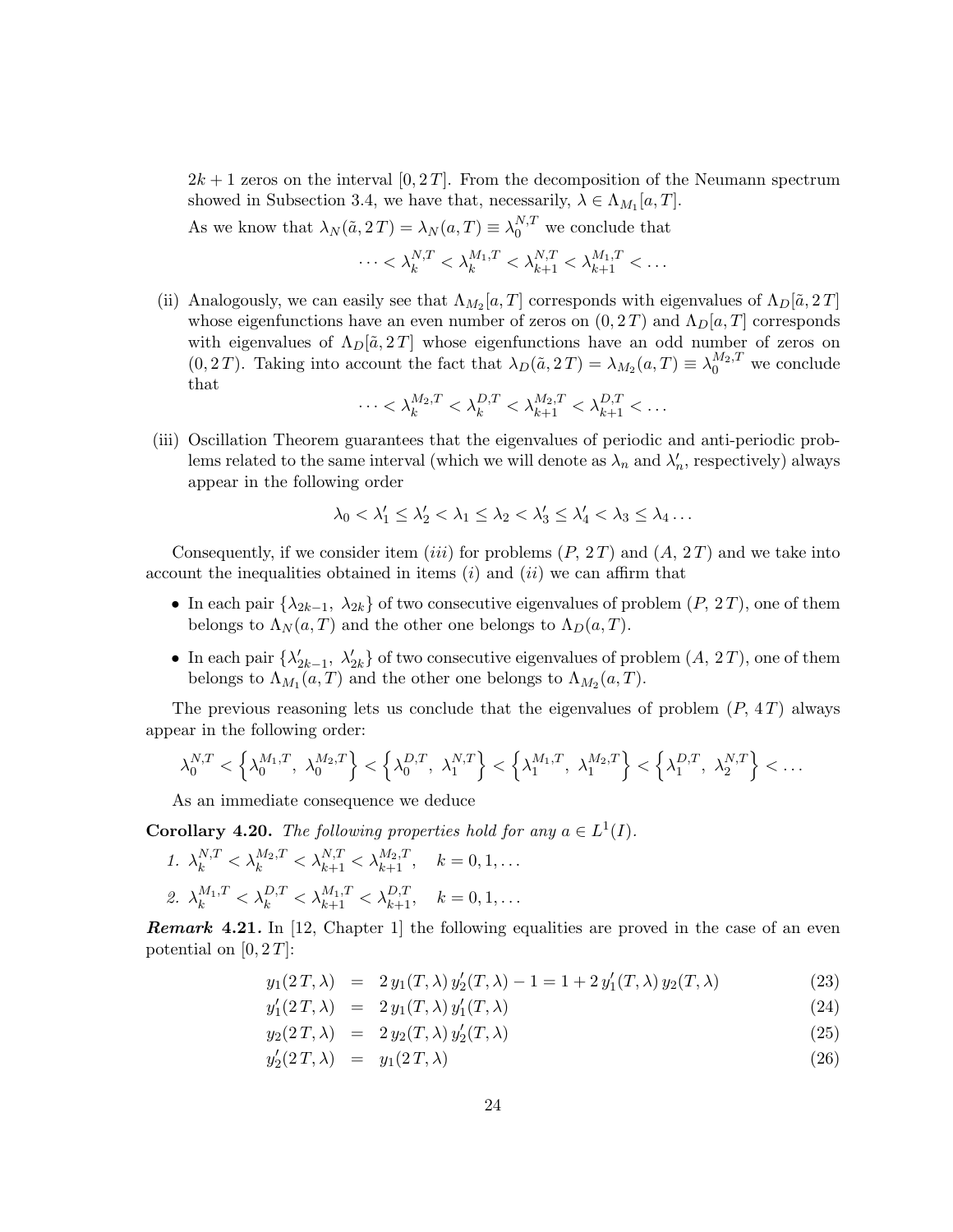$2k+1$ zeros on the interval $[0, 2\,T]$. From the decomposition of the Neumann spectrum showed in Subsection 3.4, we have that, necessarily, $\lambda \in \Lambda_{M_1}[a, T]$.

As we know that $\lambda_N(\tilde{a}, 2\,T) = \lambda_N(a, T) \equiv \lambda_0^{N,T}$ we conclude that

$$\cdots < \lambda_k^{N,T} < \lambda_k^{M_1,T} < \lambda_{k+1}^{N,T} < \lambda_{k+1}^{M_1,T} < \ldots$$

(ii) Analogously, we can easily see that $\Lambda_{M_2}[a, T]$ corresponds with eigenvalues of $\Lambda_D[\tilde{a}, 2\,T]$ whose eigenfunctions have an even number of zeros on $(0, 2\,T)$ and $\Lambda_D[a, T]$ corresponds with eigenvalues of $\Lambda_D[\tilde{a}, 2\,T]$ whose eigenfunctions have an odd number of zeros on $(0, 2\,T)$. Taking into account the fact that $\lambda_D(\tilde{a}, 2\,T) = \lambda_{M_2}(a, T) \equiv \lambda_0^{M_2,T}$ we conclude that

$$\cdots < \lambda_k^{M_2,T} < \lambda_k^{D,T} < \lambda_{k+1}^{M_2,T} < \lambda_{k+1}^{D,T} < \ldots$$

(iii) Oscillation Theorem guarantees that the eigenvalues of periodic and anti-periodic problems related to the same interval (which we will denote as $\lambda_n$ and $\lambda'_n$, respectively) always appear in the following order

$$\lambda_0 < \lambda'_1 \le \lambda'_2 < \lambda_1 \le \lambda_2 < \lambda'_3 \le \lambda'_4 < \lambda_3 \le \lambda_4 \ldots$$

Consequently, if we consider item $(iii)$ for problems $(P,\, 2\,T)$ and $(A,\, 2\,T)$ and we take into account the inequalities obtained in items $(i)$ and $(ii)$ we can affirm that

- In each pair $\{\lambda_{2k-1},\ \lambda_{2k}\}$ of two consecutive eigenvalues of problem $(P,\, 2\,T)$, one of them belongs to $\Lambda_N(a, T)$ and the other one belongs to $\Lambda_D(a, T)$.
- In each pair $\{\lambda'_{2k-1},\ \lambda'_{2k}\}$ of two consecutive eigenvalues of problem $(A,\, 2\,T)$, one of them belongs to $\Lambda_{M_1}(a, T)$ and the other one belongs to $\Lambda_{M_2}(a, T)$.

The previous reasoning lets us conclude that the eigenvalues of problem $(P,\, 4\,T)$ always appear in the following order:

$$\lambda_0^{N,T} < \left\{\lambda_0^{M_1,T},\ \lambda_0^{M_2,T}\right\} < \left\{\lambda_0^{D,T},\ \lambda_1^{N,T}\right\} < \left\{\lambda_1^{M_1,T},\ \lambda_1^{M_2,T}\right\} < \left\{\lambda_1^{D,T},\ \lambda_2^{N,T}\right\} < \ldots$$

As an immediate consequence we deduce

**Corollary 4.20.** *The following properties hold for any $a \in L^1(I)$.*

1. $\lambda_k^{N,T} < \lambda_k^{M_2,T} < \lambda_{k+1}^{N,T} < \lambda_{k+1}^{M_2,T}, \quad k = 0, 1, \ldots$
2. $\lambda_k^{M_1,T} < \lambda_k^{D,T} < \lambda_{k+1}^{M_1,T} < \lambda_{k+1}^{D,T}, \quad k = 0, 1, \ldots$

***Remark* 4.21.** In [12, Chapter 1] the following equalities are proved in the case of an even potential on $[0, 2\,T]$:

$$y_1(2\,T, \lambda) \;=\; 2\,y_1(T, \lambda)\,y'_2(T, \lambda) - 1 = 1 + 2\,y'_1(T, \lambda)\,y_2(T, \lambda) \tag{23}$$

$$y'_1(2\,T, \lambda) \;=\; 2\,y_1(T, \lambda)\,y'_1(T, \lambda) \tag{24}$$

$$y_2(2\,T, \lambda) \;=\; 2\,y_2(T, \lambda)\,y'_2(T, \lambda) \tag{25}$$

$$y'_2(2\,T, \lambda) \;=\; y_1(2\,T, \lambda) \tag{26}$$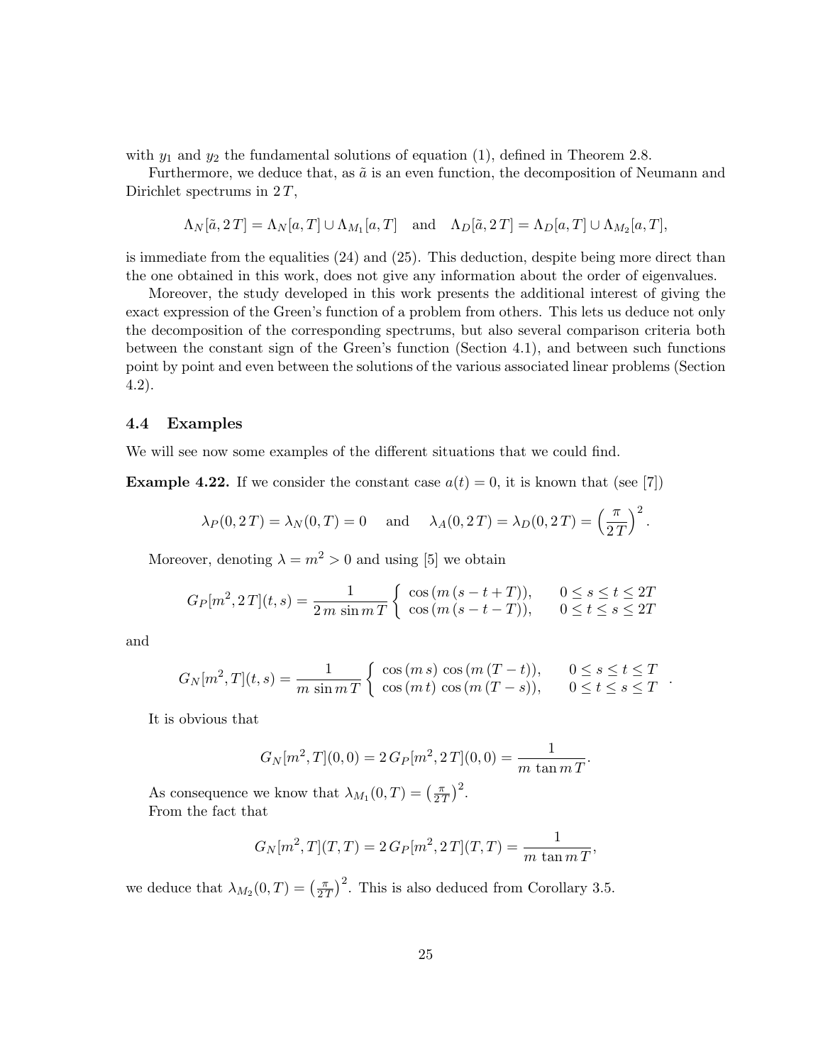with $y_1$ and $y_2$ the fundamental solutions of equation (1), defined in Theorem 2.8.

Furthermore, we deduce that, as $\tilde{a}$ is an even function, the decomposition of Neumann and Dirichlet spectrums in $2\,T$,

$$\Lambda_N[\tilde{a}, 2\,T] = \Lambda_N[a, T] \cup \Lambda_{M_1}[a, T] \quad \text{and} \quad \Lambda_D[\tilde{a}, 2\,T] = \Lambda_D[a, T] \cup \Lambda_{M_2}[a, T],$$

is immediate from the equalities (24) and (25). This deduction, despite being more direct than the one obtained in this work, does not give any information about the order of eigenvalues.

Moreover, the study developed in this work presents the additional interest of giving the exact expression of the Green's function of a problem from others. This lets us deduce not only the decomposition of the corresponding spectrums, but also several comparison criteria both between the constant sign of the Green's function (Section 4.1), and between such functions point by point and even between the solutions of the various associated linear problems (Section 4.2).

### 4.4 Examples

We will see now some examples of the different situations that we could find.

**Example 4.22.** If we consider the constant case $a(t) = 0$, it is known that (see [7])

$$\lambda_P(0, 2\,T) = \lambda_N(0, T) = 0 \quad \text{and} \quad \lambda_A(0, 2\,T) = \lambda_D(0, 2\,T) = \left(\frac{\pi}{2\,T}\right)^2.$$

Moreover, denoting $\lambda = m^2 > 0$ and using [5] we obtain

$$G_P[m^2, 2\,T](t, s) = \frac{1}{2\,m\,\sin m\,T} \left\{ \begin{array}{ll} \cos\left(m\,(s - t + T)\right), & 0 \le s \le t \le 2T \\ \cos\left(m\,(s - t - T)\right), & 0 \le t \le s \le 2T \end{array} \right.$$

and

$$G_N[m^2, T](t, s) = \frac{1}{m\,\sin m\,T} \left\{ \begin{array}{ll} \cos\left(m\,s\right)\,\cos\left(m\,(T - t)\right), & 0 \le s \le t \le T \\ \cos\left(m\,t\right)\,\cos\left(m\,(T - s)\right), & 0 \le t \le s \le T \end{array} \right. .$$

It is obvious that

$$G_N[m^2, T](0, 0) = 2\,G_P[m^2, 2\,T](0, 0) = \frac{1}{m\,\tan m\,T}.$$

As consequence we know that $\lambda_{M_1}(0, T) = \left(\frac{\pi}{2\,T}\right)^2$.

From the fact that

$$G_N[m^2, T](T, T) = 2\,G_P[m^2, 2\,T](T, T) = \frac{1}{m\,\tan m\,T},$$

we deduce that $\lambda_{M_2}(0, T) = \left(\frac{\pi}{2\,T}\right)^2$. This is also deduced from Corollary 3.5.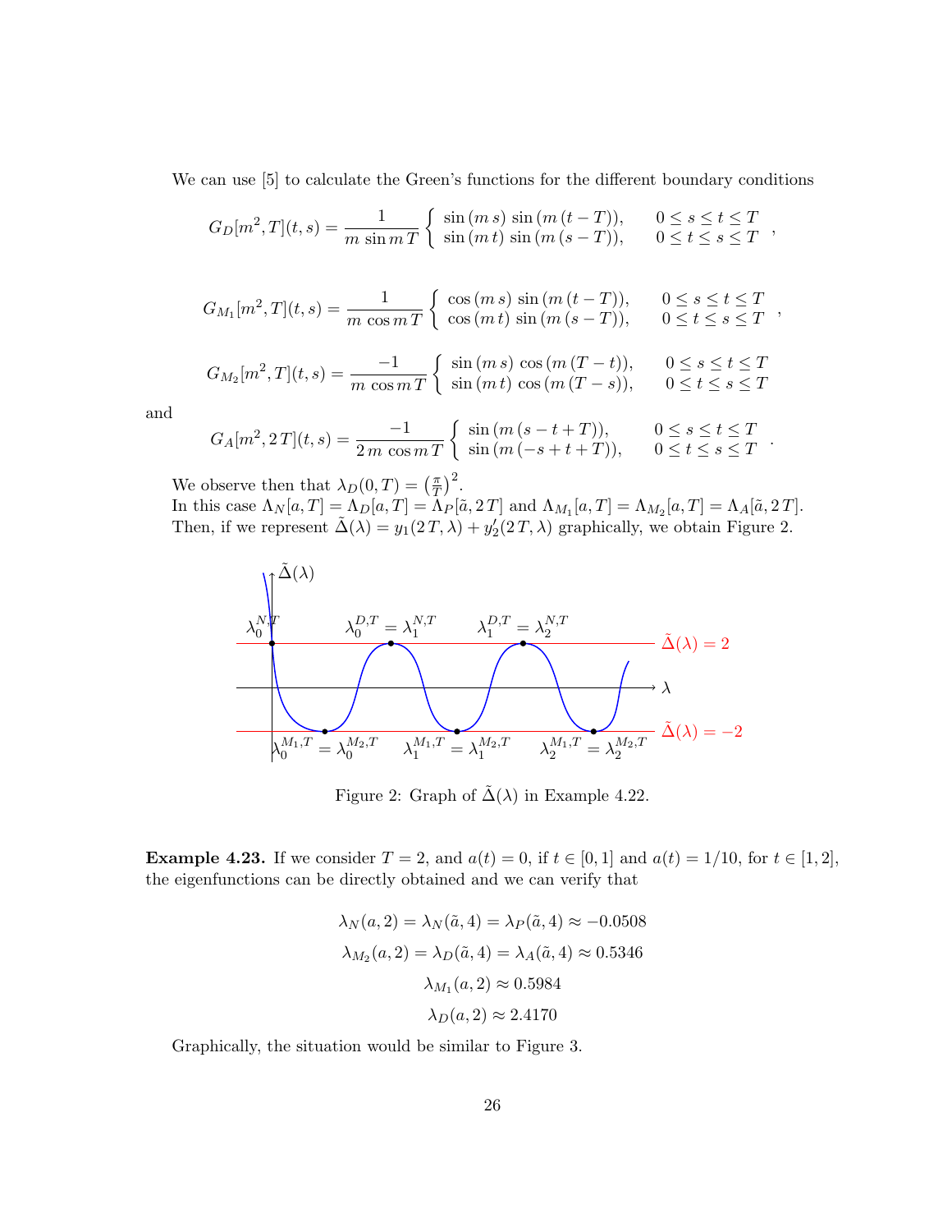We can use [5] to calculate the Green's functions for the different boundary conditions

$$G_D[m^2,T](t,s) = \frac{1}{m\,\sin m\,T}\left\{\begin{array}{ll} \sin(m\,s)\,\sin(m\,(t-T)), & 0\le s\le t\le T \\ \sin(m\,t)\,\sin(m\,(s-T)), & 0\le t\le s\le T \end{array}\right. ,$$

$$G_{M_1}[m^2,T](t,s) = \frac{1}{m\,\cos m\,T}\left\{\begin{array}{ll} \cos(m\,s)\,\sin(m\,(t-T)), & 0\le s\le t\le T \\ \cos(m\,t)\,\sin(m\,(s-T)), & 0\le t\le s\le T \end{array}\right. ,$$

$$G_{M_2}[m^2,T](t,s) = \frac{-1}{m\,\cos m\,T}\left\{\begin{array}{ll} \sin(m\,s)\,\cos(m\,(T-t)), & 0\le s\le t\le T \\ \sin(m\,t)\,\cos(m\,(T-s)), & 0\le t\le s\le T \end{array}\right.$$

and

$$G_A[m^2,2\,T](t,s) = \frac{-1}{2\,m\,\cos m\,T}\left\{\begin{array}{ll} \sin(m\,(s-t+T)), & 0\le s\le t\le T \\ \sin(m\,(-s+t+T)), & 0\le t\le s\le T \end{array}\right. .$$

We observe then that $\lambda_D(0,T) = \left(\frac{\pi}{T}\right)^2$.
In this case $\Lambda_N[a,T] = \Lambda_D[a,T] = \Lambda_P[\tilde{a},2\,T]$ and $\Lambda_{M_1}[a,T] = \Lambda_{M_2}[a,T] = \Lambda_A[\tilde{a},2\,T]$.
Then, if we represent $\tilde{\Delta}(\lambda) = y_1(2\,T,\lambda) + y_2'(2\,T,\lambda)$ graphically, we obtain Figure 2.

Figure 2: Graph of $\tilde{\Delta}(\lambda)$ in Example 4.22.

**Example 4.23.** If we consider $T=2$, and $a(t)=0$, if $t\in[0,1]$ and $a(t)=1/10$, for $t\in[1,2]$, the eigenfunctions can be directly obtained and we can verify that

$$\lambda_N(a,2) = \lambda_N(\tilde{a},4) = \lambda_P(\tilde{a},4) \approx -0.0508$$

$$\lambda_{M_2}(a,2) = \lambda_D(\tilde{a},4) = \lambda_A(\tilde{a},4) \approx 0.5346$$

$$\lambda_{M_1}(a,2) \approx 0.5984$$

$$\lambda_D(a,2) \approx 2.4170$$

Graphically, the situation would be similar to Figure 3.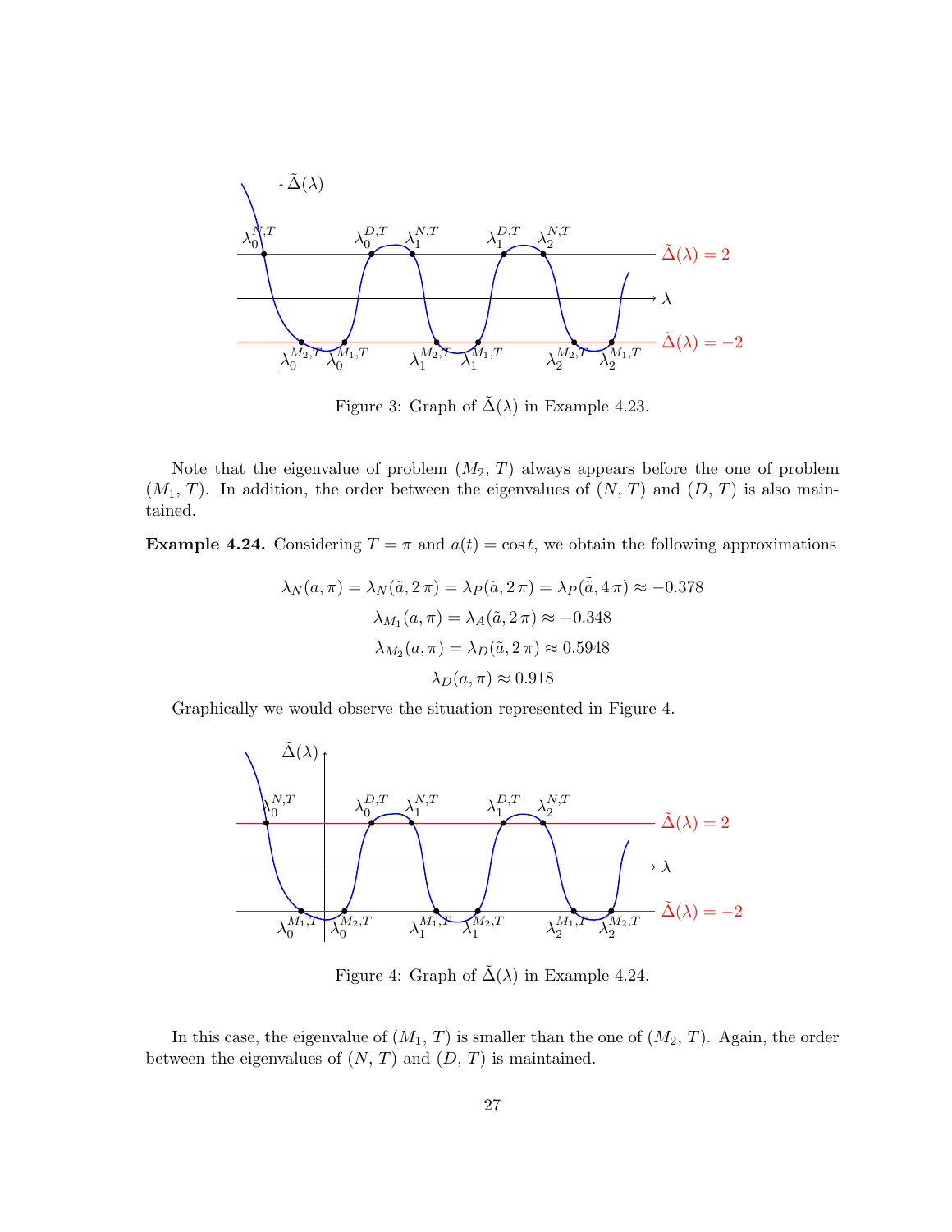Figure 3: Graph of $\tilde{\Delta}(\lambda)$ in Example 4.23.

Note that the eigenvalue of problem $(M_2, T)$ always appears before the one of problem $(M_1, T)$. In addition, the order between the eigenvalues of $(N, T)$ and $(D, T)$ is also maintained.

**Example 4.24.** Considering $T = \pi$ and $a(t) = \cos t$, we obtain the following approximations

$$\lambda_N(a, \pi) = \lambda_N(\tilde{a}, 2\pi) = \lambda_P(\tilde{a}, 2\pi) = \lambda_P(\tilde{\tilde{a}}, 4\pi) \approx -0.378$$

$$\lambda_{M_1}(a, \pi) = \lambda_A(\tilde{a}, 2\pi) \approx -0.348$$

$$\lambda_{M_2}(a, \pi) = \lambda_D(\tilde{a}, 2\pi) \approx 0.5948$$

$$\lambda_D(a, \pi) \approx 0.918$$

Graphically we would observe the situation represented in Figure 4.

Figure 4: Graph of $\tilde{\Delta}(\lambda)$ in Example 4.24.

In this case, the eigenvalue of $(M_1, T)$ is smaller than the one of $(M_2, T)$. Again, the order between the eigenvalues of $(N, T)$ and $(D, T)$ is maintained.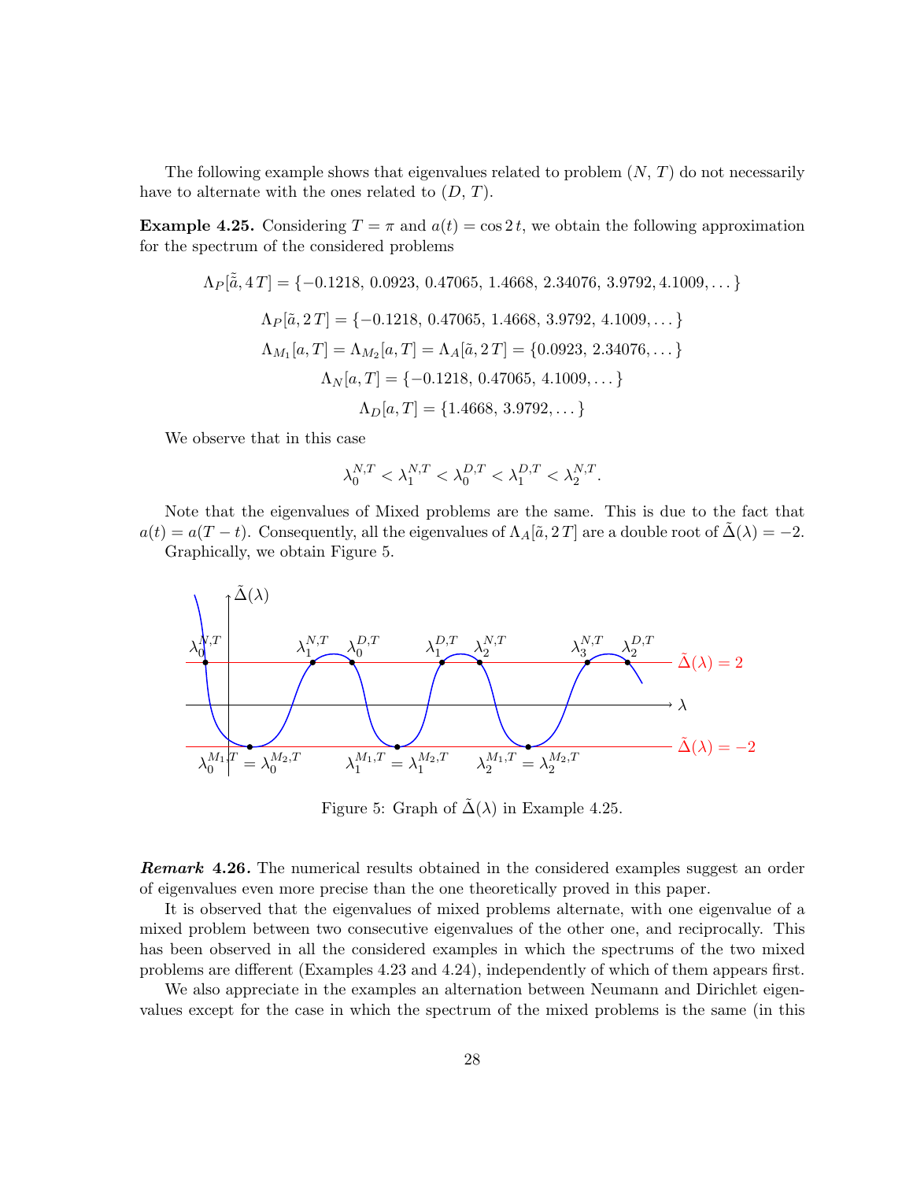The following example shows that eigenvalues related to problem $(N,\,T)$ do not necessarily have to alternate with the ones related to $(D,\,T)$.

**Example 4.25.** Considering $T=\pi$ and $a(t)=\cos 2\,t$, we obtain the following approximation for the spectrum of the considered problems

$$\Lambda_P[\tilde{\tilde{a}},4\,T]=\{-0.1218,\,0.0923,\,0.47065,\,1.4668,\,2.34076,\,3.9792,4.1009,\dots\}$$

$$\Lambda_P[\tilde{a},2\,T]=\{-0.1218,\,0.47065,\,1.4668,\,3.9792,\,4.1009,\dots\}$$

$$\Lambda_{M_1}[a,T]=\Lambda_{M_2}[a,T]=\Lambda_A[\tilde{a},2\,T]=\{0.0923,\,2.34076,\dots\}$$

$$\Lambda_N[a,T]=\{-0.1218,\,0.47065,\,4.1009,\dots\}$$

$$\Lambda_D[a,T]=\{1.4668,\,3.9792,\dots\}$$

We observe that in this case

$$\lambda_0^{N,T}<\lambda_1^{N,T}<\lambda_0^{D,T}<\lambda_1^{D,T}<\lambda_2^{N,T}.$$

Note that the eigenvalues of Mixed problems are the same. This is due to the fact that $a(t)=a(T-t)$. Consequently, all the eigenvalues of $\Lambda_A[\tilde{a},2\,T]$ are a double root of $\tilde{\Delta}(\lambda)=-2$.

Graphically, we obtain Figure 5.

Figure 5: Graph of $\tilde{\Delta}(\lambda)$ in Example 4.25.

***Remark* 4.26.** The numerical results obtained in the considered examples suggest an order of eigenvalues even more precise than the one theoretically proved in this paper.

It is observed that the eigenvalues of mixed problems alternate, with one eigenvalue of a mixed problem between two consecutive eigenvalues of the other one, and reciprocally. This has been observed in all the considered examples in which the spectrums of the two mixed problems are different (Examples 4.23 and 4.24), independently of which of them appears first.

We also appreciate in the examples an alternation between Neumann and Dirichlet eigenvalues except for the case in which the spectrum of the mixed problems is the same (in this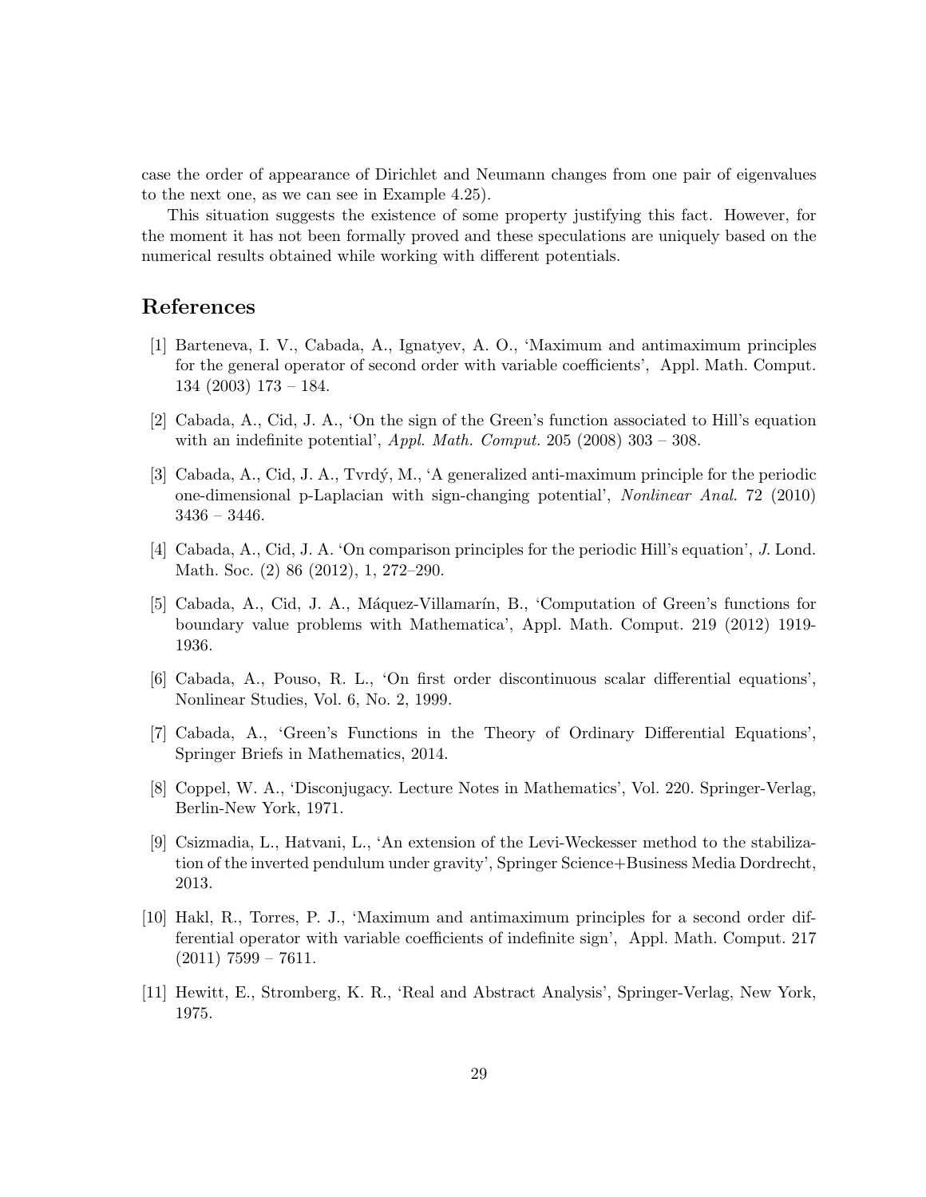case the order of appearance of Dirichlet and Neumann changes from one pair of eigenvalues to the next one, as we can see in Example 4.25).

This situation suggests the existence of some property justifying this fact. However, for the moment it has not been formally proved and these speculations are uniquely based on the numerical results obtained while working with different potentials.

## References

[1] Barteneva, I. V., Cabada, A., Ignatyev, A. O., 'Maximum and antimaximum principles for the general operator of second order with variable coefficients', Appl. Math. Comput. 134 (2003) 173 – 184.

[2] Cabada, A., Cid, J. A., 'On the sign of the Green's function associated to Hill's equation with an indefinite potential', *Appl. Math. Comput.* 205 (2008) 303 – 308.

[3] Cabada, A., Cid, J. A., Tvrdý, M., 'A generalized anti-maximum principle for the periodic one-dimensional p-Laplacian with sign-changing potential', *Nonlinear Anal.* 72 (2010) 3436 – 3446.

[4] Cabada, A., Cid, J. A. 'On comparison principles for the periodic Hill's equation', *J.* Lond. Math. Soc. (2) 86 (2012), 1, 272–290.

[5] Cabada, A., Cid, J. A., Máquez-Villamarín, B., 'Computation of Green's functions for boundary value problems with Mathematica', Appl. Math. Comput. 219 (2012) 1919-1936.

[6] Cabada, A., Pouso, R. L., 'On first order discontinuous scalar differential equations', Nonlinear Studies, Vol. 6, No. 2, 1999.

[7] Cabada, A., 'Green's Functions in the Theory of Ordinary Differential Equations', Springer Briefs in Mathematics, 2014.

[8] Coppel, W. A., 'Disconjugacy. Lecture Notes in Mathematics', Vol. 220. Springer-Verlag, Berlin-New York, 1971.

[9] Csizmadia, L., Hatvani, L., 'An extension of the Levi-Weckesser method to the stabilization of the inverted pendulum under gravity', Springer Science+Business Media Dordrecht, 2013.

[10] Hakl, R., Torres, P. J., 'Maximum and antimaximum principles for a second order differential operator with variable coefficients of indefinite sign', Appl. Math. Comput. 217 (2011) 7599 – 7611.

[11] Hewitt, E., Stromberg, K. R., 'Real and Abstract Analysis', Springer-Verlag, New York, 1975.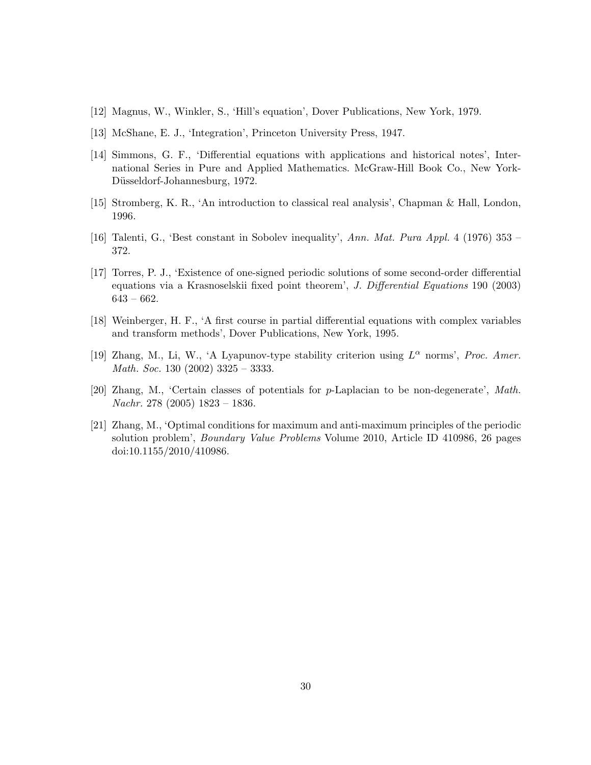[12] Magnus, W., Winkler, S., 'Hill's equation', Dover Publications, New York, 1979.

[13] McShane, E. J., 'Integration', Princeton University Press, 1947.

[14] Simmons, G. F., 'Differential equations with applications and historical notes', International Series in Pure and Applied Mathematics. McGraw-Hill Book Co., New York-Düsseldorf-Johannesburg, 1972.

[15] Stromberg, K. R., 'An introduction to classical real analysis', Chapman & Hall, London, 1996.

[16] Talenti, G., 'Best constant in Sobolev inequality', *Ann. Mat. Pura Appl.* 4 (1976) 353 – 372.

[17] Torres, P. J., 'Existence of one-signed periodic solutions of some second-order differential equations via a Krasnoselskii fixed point theorem', *J. Differential Equations* 190 (2003) 643 – 662.

[18] Weinberger, H. F., 'A first course in partial differential equations with complex variables and transform methods', Dover Publications, New York, 1995.

[19] Zhang, M., Li, W., 'A Lyapunov-type stability criterion using $L^\alpha$ norms', *Proc. Amer. Math. Soc.* 130 (2002) 3325 – 3333.

[20] Zhang, M., 'Certain classes of potentials for $p$-Laplacian to be non-degenerate', *Math. Nachr.* 278 (2005) 1823 – 1836.

[21] Zhang, M., 'Optimal conditions for maximum and anti-maximum principles of the periodic solution problem', *Boundary Value Problems* Volume 2010, Article ID 410986, 26 pages doi:10.1155/2010/410986.